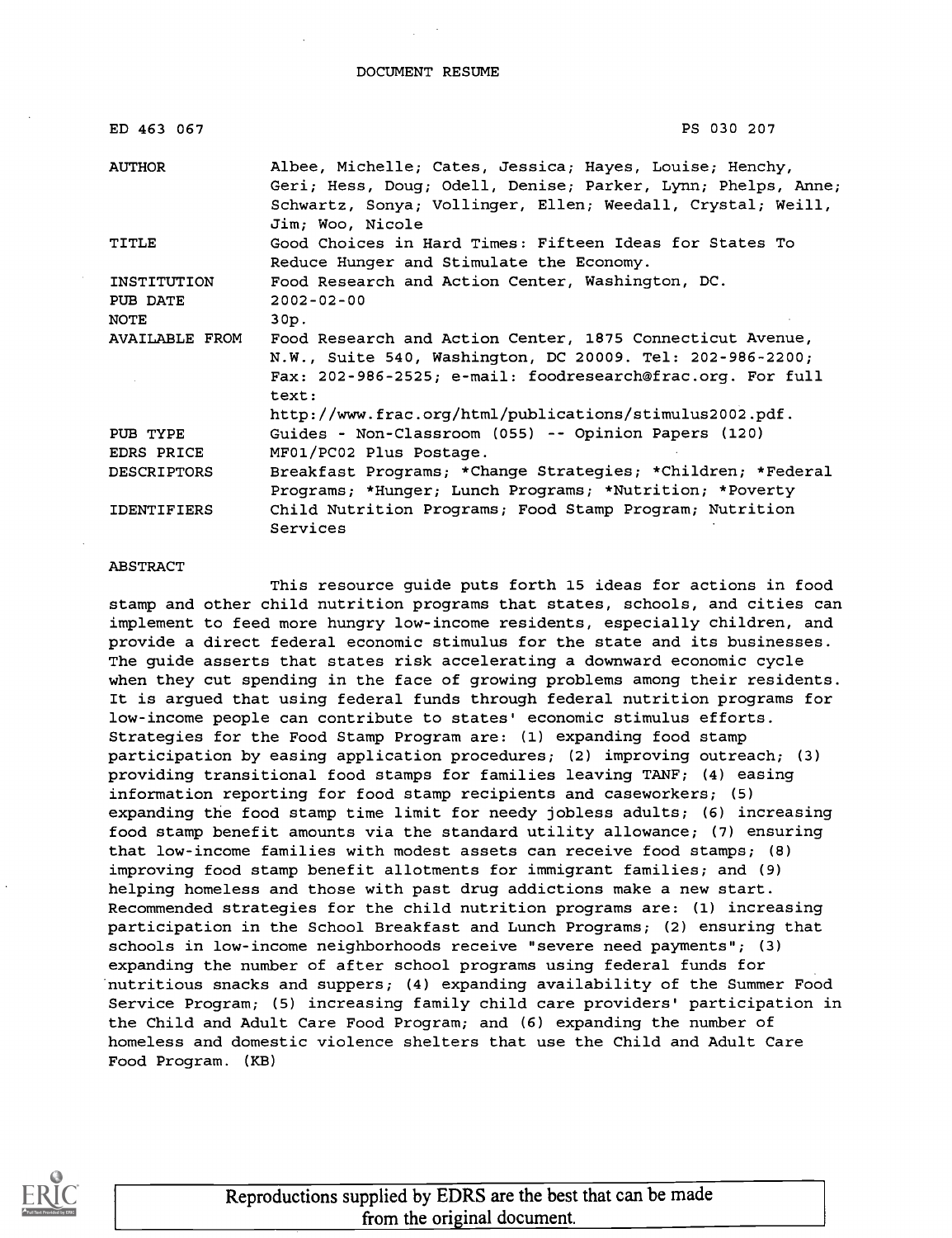DOCUMENT RESUME

| | |
|---|---|
| ED 463 067 | PS 030 207 |
| AUTHOR | Albee, Michelle; Cates, Jessica; Hayes, Louise; Henchy, Geri; Hess, Doug; Odell, Denise; Parker, Lynn; Phelps, Anne; Schwartz, Sonya; Vollinger, Ellen; Weedall, Crystal; Weill, Jim; Woo, Nicole |
| TITLE | Good Choices in Hard Times: Fifteen Ideas for States To Reduce Hunger and Stimulate the Economy. |
| INSTITUTION | Food Research and Action Center, Washington, DC. |
| PUB DATE | 2002-02-00 |
| NOTE | 30p. |
| AVAILABLE FROM | Food Research and Action Center, 1875 Connecticut Avenue, N.W., Suite 540, Washington, DC 20009. Tel: 202-986-2200; Fax: 202-986-2525; e-mail: foodresearch@frac.org. For full text: http://www.frac.org/html/publications/stimulus2002.pdf. |
| PUB TYPE | Guides - Non-Classroom (055) -- Opinion Papers (120) |
| EDRS PRICE | MF01/PC02 Plus Postage. |
| DESCRIPTORS | Breakfast Programs; *Change Strategies; *Children; *Federal Programs; *Hunger; Lunch Programs; *Nutrition; *Poverty |
| IDENTIFIERS | Child Nutrition Programs; Food Stamp Program; Nutrition Services |

ABSTRACT

This resource guide puts forth 15 ideas for actions in food stamp and other child nutrition programs that states, schools, and cities can implement to feed more hungry low-income residents, especially children, and provide a direct federal economic stimulus for the state and its businesses. The guide asserts that states risk accelerating a downward economic cycle when they cut spending in the face of growing problems among their residents. It is argued that using federal funds through federal nutrition programs for low-income people can contribute to states' economic stimulus efforts. Strategies for the Food Stamp Program are: (1) expanding food stamp participation by easing application procedures; (2) improving outreach; (3) providing transitional food stamps for families leaving TANF; (4) easing information reporting for food stamp recipients and caseworkers; (5) expanding the food stamp time limit for needy jobless adults; (6) increasing food stamp benefit amounts via the standard utility allowance; (7) ensuring that low-income families with modest assets can receive food stamps; (8) improving food stamp benefit allotments for immigrant families; and (9) helping homeless and those with past drug addictions make a new start. Recommended strategies for the child nutrition programs are: (1) increasing participation in the School Breakfast and Lunch Programs; (2) ensuring that schools in low-income neighborhoods receive "severe need payments"; (3) expanding the number of after school programs using federal funds for nutritious snacks and suppers; (4) expanding availability of the Summer Food Service Program; (5) increasing family child care providers' participation in the Child and Adult Care Food Program; and (6) expanding the number of homeless and domestic violence shelters that use the Child and Adult Care Food Program. (KB)

Reproductions supplied by EDRS are the best that can be made from the original document.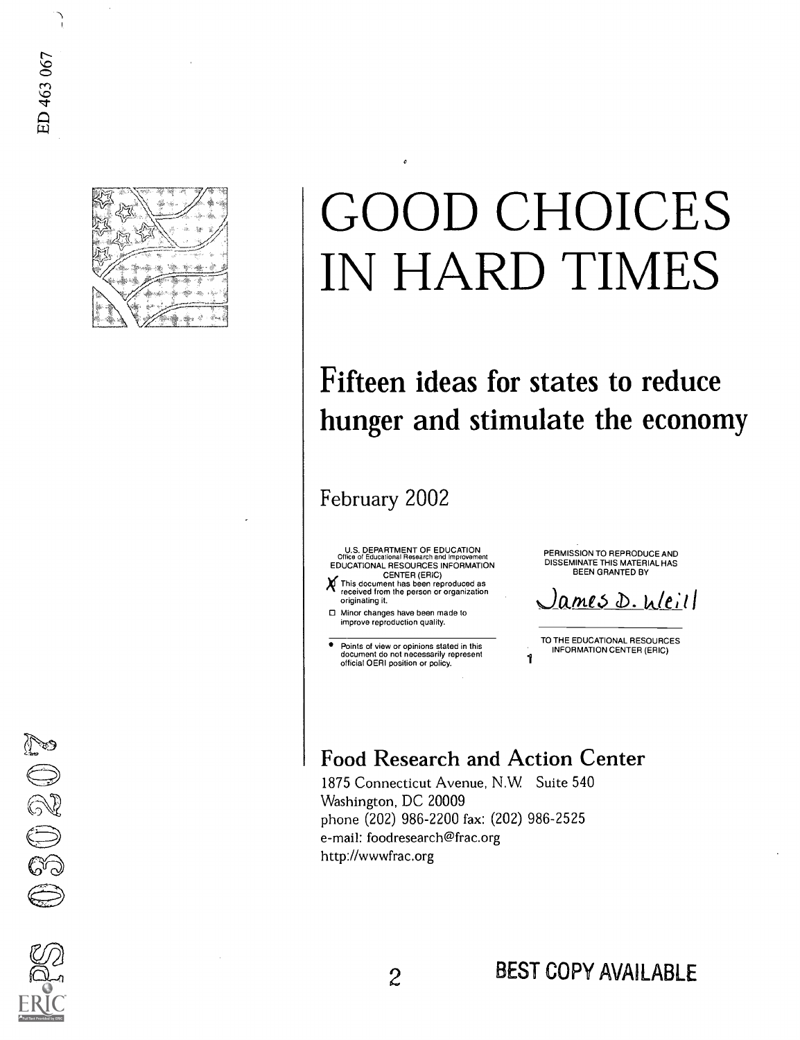ED 463 067

# GOOD CHOICES IN HARD TIMES

## Fifteen ideas for states to reduce hunger and stimulate the economy

February 2002

U.S. DEPARTMENT OF EDUCATION
Office of Educational Research and Improvement
EDUCATIONAL RESOURCES INFORMATION CENTER (ERIC)

- [X] This document has been reproduced as received from the person or organization originating it.
- [ ] Minor changes have been made to improve reproduction quality.

- Points of view or opinions stated in this document do not necessarily represent official OERI position or policy.

PERMISSION TO REPRODUCE AND DISSEMINATE THIS MATERIAL HAS BEEN GRANTED BY

James D. Weill

TO THE EDUCATIONAL RESOURCES INFORMATION CENTER (ERIC)

### Food Research and Action Center

1875 Connecticut Avenue, N.W. Suite 540
Washington, DC 20009
phone (202) 986-2200 fax: (202) 986-2525
e-mail: foodresearch@frac.org
http://wwwfrac.org

PS 030207

BEST COPY AVAILABLE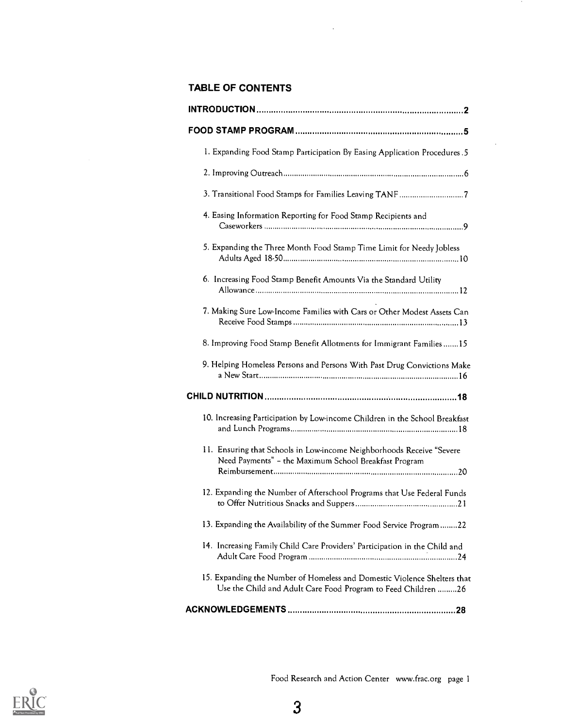## TABLE OF CONTENTS

| | |
|---|---|
| **INTRODUCTION** | **2** |
| **FOOD STAMP PROGRAM** | **5** |
| 1. Expanding Food Stamp Participation By Easing Application Procedures | 5 |
| 2. Improving Outreach | 6 |
| 3. Transitional Food Stamps for Families Leaving TANF | 7 |
| 4. Easing Information Reporting for Food Stamp Recipients and Caseworkers | 9 |
| 5. Expanding the Three Month Food Stamp Time Limit for Needy Jobless Adults Aged 18-50 | 10 |
| 6. Increasing Food Stamp Benefit Amounts Via the Standard Utility Allowance | 12 |
| 7. Making Sure Low-Income Families with Cars or Other Modest Assets Can Receive Food Stamps | 13 |
| 8. Improving Food Stamp Benefit Allotments for Immigrant Families | 15 |
| 9. Helping Homeless Persons and Persons With Past Drug Convictions Make a New Start | 16 |
| **CHILD NUTRITION** | **18** |
| 10. Increasing Participation by Low-income Children in the School Breakfast and Lunch Programs | 18 |
| 11. Ensuring that Schools in Low-income Neighborhoods Receive "Severe Need Payments" – the Maximum School Breakfast Program Reimbursement | 20 |
| 12. Expanding the Number of Afterschool Programs that Use Federal Funds to Offer Nutritious Snacks and Suppers | 21 |
| 13. Expanding the Availability of the Summer Food Service Program | 22 |
| 14. Increasing Family Child Care Providers' Participation in the Child and Adult Care Food Program | 24 |
| 15. Expanding the Number of Homeless and Domestic Violence Shelters that Use the Child and Adult Care Food Program to Feed Children | 26 |
| **ACKNOWLEDGEMENTS** | **28** |

Food Research and Action Center www.frac.org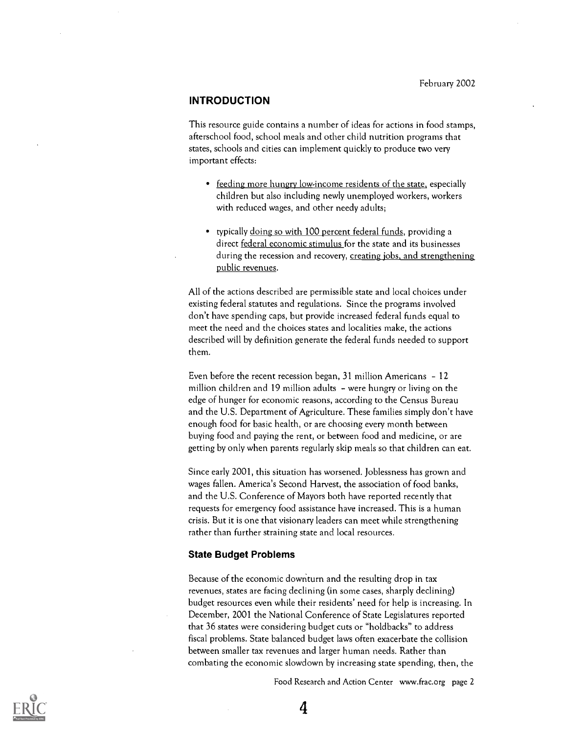February 2002

## INTRODUCTION

This resource guide contains a number of ideas for actions in food stamps, afterschool food, school meals and other child nutrition programs that states, schools and cities can implement quickly to produce two very important effects:

- feeding more hungry low-income residents of the state, especially children but also including newly unemployed workers, workers with reduced wages, and other needy adults;
- typically doing so with 100 percent federal funds, providing a direct federal economic stimulus for the state and its businesses during the recession and recovery, creating jobs, and strengthening public revenues.

All of the actions described are permissible state and local choices under existing federal statutes and regulations. Since the programs involved don't have spending caps, but provide increased federal funds equal to meet the need and the choices states and localities make, the actions described will by definition generate the federal funds needed to support them.

Even before the recent recession began, 31 million Americans – 12 million children and 19 million adults – were hungry or living on the edge of hunger for economic reasons, according to the Census Bureau and the U.S. Department of Agriculture. These families simply don't have enough food for basic health, or are choosing every month between buying food and paying the rent, or between food and medicine, or are getting by only when parents regularly skip meals so that children can eat.

Since early 2001, this situation has worsened. Joblessness has grown and wages fallen. America's Second Harvest, the association of food banks, and the U.S. Conference of Mayors both have reported recently that requests for emergency food assistance have increased. This is a human crisis. But it is one that visionary leaders can meet while strengthening rather than further straining state and local resources.

### State Budget Problems

Because of the economic downturn and the resulting drop in tax revenues, states are facing declining (in some cases, sharply declining) budget resources even while their residents' need for help is increasing. In December, 2001 the National Conference of State Legislatures reported that 36 states were considering budget cuts or "holdbacks" to address fiscal problems. State balanced budget laws often exacerbate the collision between smaller tax revenues and larger human needs. Rather than combating the economic slowdown by increasing state spending, then, the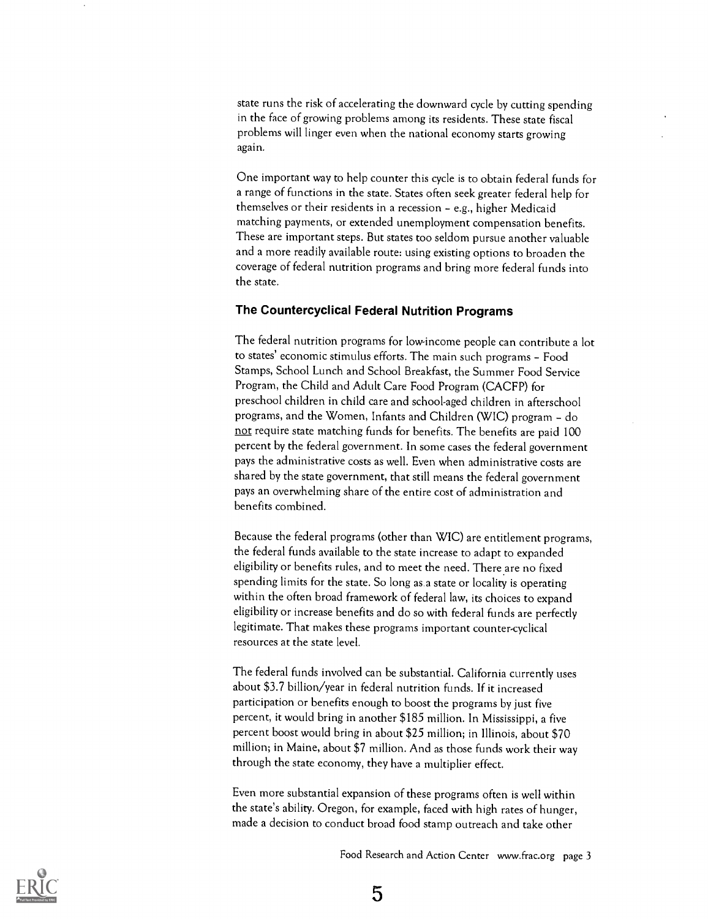state runs the risk of accelerating the downward cycle by cutting spending in the face of growing problems among its residents. These state fiscal problems will linger even when the national economy starts growing again.

One important way to help counter this cycle is to obtain federal funds for a range of functions in the state. States often seek greater federal help for themselves or their residents in a recession – e.g., higher Medicaid matching payments, or extended unemployment compensation benefits. These are important steps. But states too seldom pursue another valuable and a more readily available route: using existing options to broaden the coverage of federal nutrition programs and bring more federal funds into the state.

### The Countercyclical Federal Nutrition Programs

The federal nutrition programs for low-income people can contribute a lot to states' economic stimulus efforts. The main such programs – Food Stamps, School Lunch and School Breakfast, the Summer Food Service Program, the Child and Adult Care Food Program (CACFP) for preschool children in child care and school-aged children in afterschool programs, and the Women, Infants and Children (WIC) program – do not require state matching funds for benefits. The benefits are paid 100 percent by the federal government. In some cases the federal government pays the administrative costs as well. Even when administrative costs are shared by the state government, that still means the federal government pays an overwhelming share of the entire cost of administration and benefits combined.

Because the federal programs (other than WIC) are entitlement programs, the federal funds available to the state increase to adapt to expanded eligibility or benefits rules, and to meet the need. There are no fixed spending limits for the state. So long as a state or locality is operating within the often broad framework of federal law, its choices to expand eligibility or increase benefits and do so with federal funds are perfectly legitimate. That makes these programs important counter-cyclical resources at the state level.

The federal funds involved can be substantial. California currently uses about $3.7 billion/year in federal nutrition funds. If it increased participation or benefits enough to boost the programs by just five percent, it would bring in another $185 million. In Mississippi, a five percent boost would bring in about $25 million; in Illinois, about $70 million; in Maine, about $7 million. And as those funds work their way through the state economy, they have a multiplier effect.

Even more substantial expansion of these programs often is well within the state's ability. Oregon, for example, faced with high rates of hunger, made a decision to conduct broad food stamp outreach and take other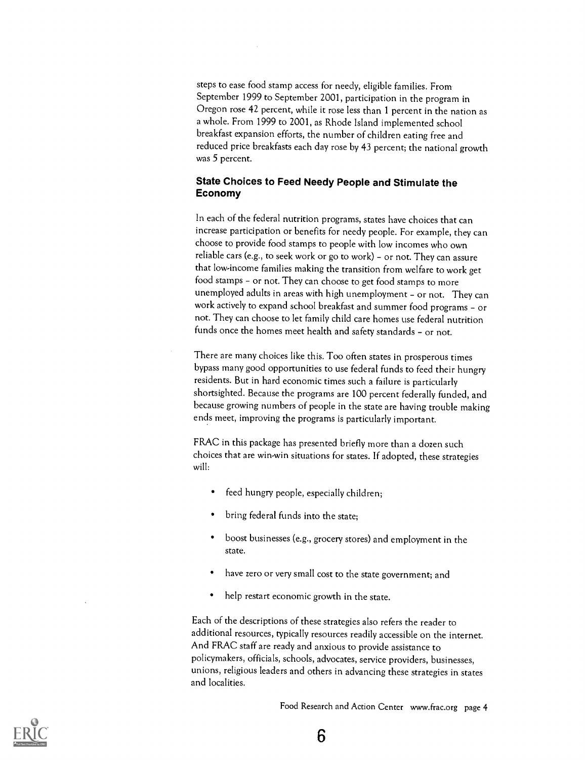steps to ease food stamp access for needy, eligible families. From September 1999 to September 2001, participation in the program in Oregon rose 42 percent, while it rose less than 1 percent in the nation as a whole. From 1999 to 2001, as Rhode Island implemented school breakfast expansion efforts, the number of children eating free and reduced price breakfasts each day rose by 43 percent; the national growth was 5 percent.

### State Choices to Feed Needy People and Stimulate the Economy

In each of the federal nutrition programs, states have choices that can increase participation or benefits for needy people. For example, they can choose to provide food stamps to people with low incomes who own reliable cars (e.g., to seek work or go to work) – or not. They can assure that low-income families making the transition from welfare to work get food stamps – or not. They can choose to get food stamps to more unemployed adults in areas with high unemployment – or not. They can work actively to expand school breakfast and summer food programs – or not. They can choose to let family child care homes use federal nutrition funds once the homes meet health and safety standards – or not.

There are many choices like this. Too often states in prosperous times bypass many good opportunities to use federal funds to feed their hungry residents. But in hard economic times such a failure is particularly shortsighted. Because the programs are 100 percent federally funded, and because growing numbers of people in the state are having trouble making ends meet, improving the programs is particularly important.

FRAC in this package has presented briefly more than a dozen such choices that are win-win situations for states. If adopted, these strategies will:

- feed hungry people, especially children;
- bring federal funds into the state;
- boost businesses (e.g., grocery stores) and employment in the state.
- have zero or very small cost to the state government; and
- help restart economic growth in the state.

Each of the descriptions of these strategies also refers the reader to additional resources, typically resources readily accessible on the internet. And FRAC staff are ready and anxious to provide assistance to policymakers, officials, schools, advocates, service providers, businesses, unions, religious leaders and others in advancing these strategies in states and localities.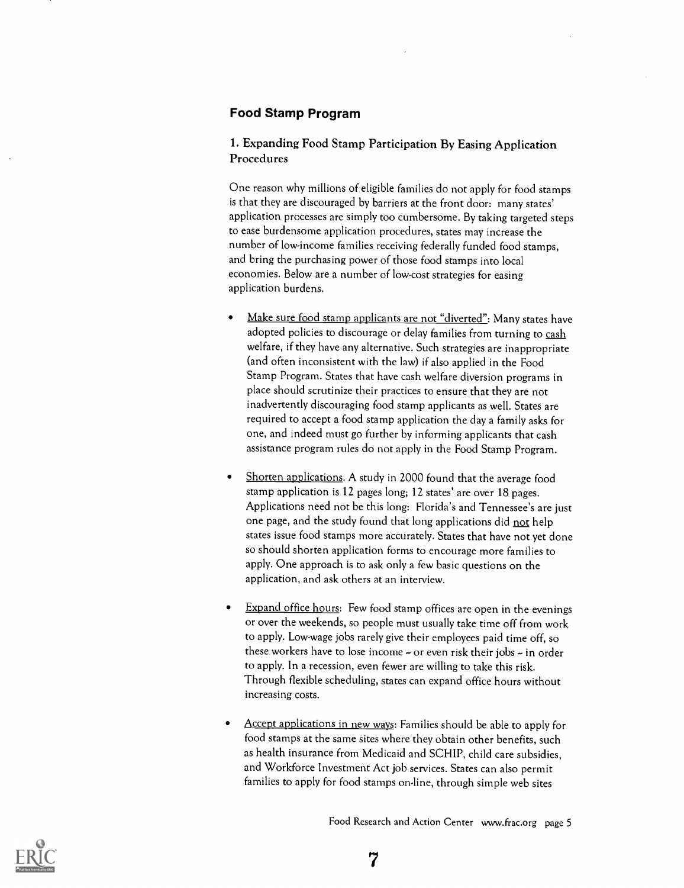## Food Stamp Program

### 1. Expanding Food Stamp Participation By Easing Application Procedures

One reason why millions of eligible families do not apply for food stamps is that they are discouraged by barriers at the front door: many states' application processes are simply too cumbersome. By taking targeted steps to ease burdensome application procedures, states may increase the number of low-income families receiving federally funded food stamps, and bring the purchasing power of those food stamps into local economies. Below are a number of low-cost strategies for easing application burdens.

- Make sure food stamp applicants are not "diverted": Many states have adopted policies to discourage or delay families from turning to cash welfare, if they have any alternative. Such strategies are inappropriate (and often inconsistent with the law) if also applied in the Food Stamp Program. States that have cash welfare diversion programs in place should scrutinize their practices to ensure that they are not inadvertently discouraging food stamp applicants as well. States are required to accept a food stamp application the day a family asks for one, and indeed must go further by informing applicants that cash assistance program rules do not apply in the Food Stamp Program.

- Shorten applications. A study in 2000 found that the average food stamp application is 12 pages long; 12 states' are over 18 pages. Applications need not be this long: Florida's and Tennessee's are just one page, and the study found that long applications did not help states issue food stamps more accurately. States that have not yet done so should shorten application forms to encourage more families to apply. One approach is to ask only a few basic questions on the application, and ask others at an interview.

- Expand office hours: Few food stamp offices are open in the evenings or over the weekends, so people must usually take time off from work to apply. Low-wage jobs rarely give their employees paid time off, so these workers have to lose income – or even risk their jobs – in order to apply. In a recession, even fewer are willing to take this risk. Through flexible scheduling, states can expand office hours without increasing costs.

- Accept applications in new ways: Families should be able to apply for food stamps at the same sites where they obtain other benefits, such as health insurance from Medicaid and SCHIP, child care subsidies, and Workforce Investment Act job services. States can also permit families to apply for food stamps on-line, through simple web sites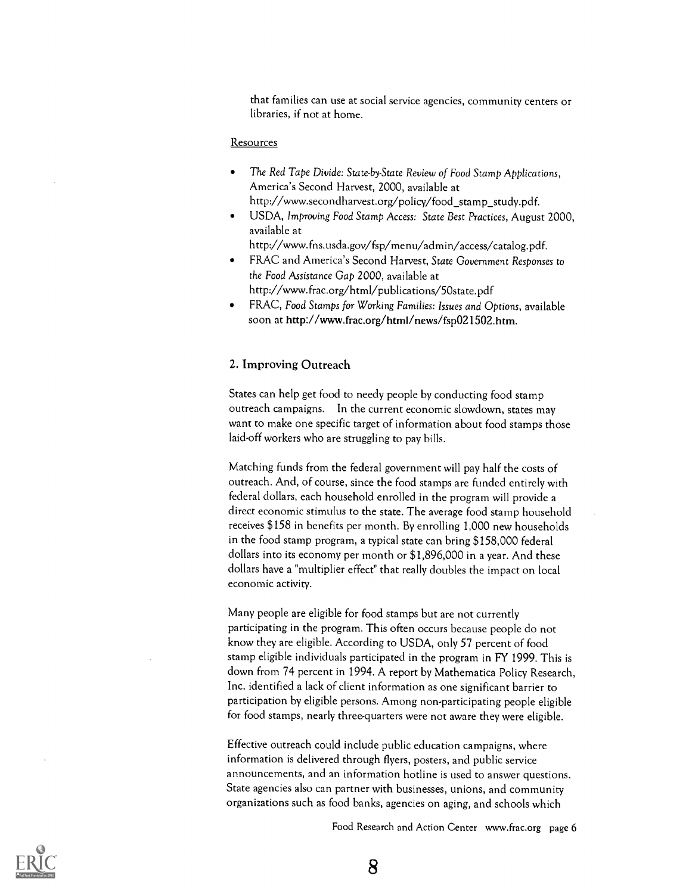that families can use at social service agencies, community centers or libraries, if not at home.

Resources

- *The Red Tape Divide: State-by-State Review of Food Stamp Applications*, America's Second Harvest, 2000, available at http://www.secondharvest.org/policy/food_stamp_study.pdf.
- USDA, *Improving Food Stamp Access: State Best Practices*, August 2000, available at http://www.fns.usda.gov/fsp/menu/admin/access/catalog.pdf.
- FRAC and America's Second Harvest, *State Government Responses to the Food Assistance Gap 2000*, available at http://www.frac.org/html/publications/50state.pdf
- FRAC, *Food Stamps for Working Families: Issues and Options*, available soon at http://www.frac.org/html/news/fsp021502.htm.

## 2. Improving Outreach

States can help get food to needy people by conducting food stamp outreach campaigns. In the current economic slowdown, states may want to make one specific target of information about food stamps those laid-off workers who are struggling to pay bills.

Matching funds from the federal government will pay half the costs of outreach. And, of course, since the food stamps are funded entirely with federal dollars, each household enrolled in the program will provide a direct economic stimulus to the state. The average food stamp household receives $158 in benefits per month. By enrolling 1,000 new households in the food stamp program, a typical state can bring $158,000 federal dollars into its economy per month or $1,896,000 in a year. And these dollars have a "multiplier effect" that really doubles the impact on local economic activity.

Many people are eligible for food stamps but are not currently participating in the program. This often occurs because people do not know they are eligible. According to USDA, only 57 percent of food stamp eligible individuals participated in the program in FY 1999. This is down from 74 percent in 1994. A report by Mathematica Policy Research, Inc. identified a lack of client information as one significant barrier to participation by eligible persons. Among non-participating people eligible for food stamps, nearly three-quarters were not aware they were eligible.

Effective outreach could include public education campaigns, where information is delivered through flyers, posters, and public service announcements, and an information hotline is used to answer questions. State agencies also can partner with businesses, unions, and community organizations such as food banks, agencies on aging, and schools which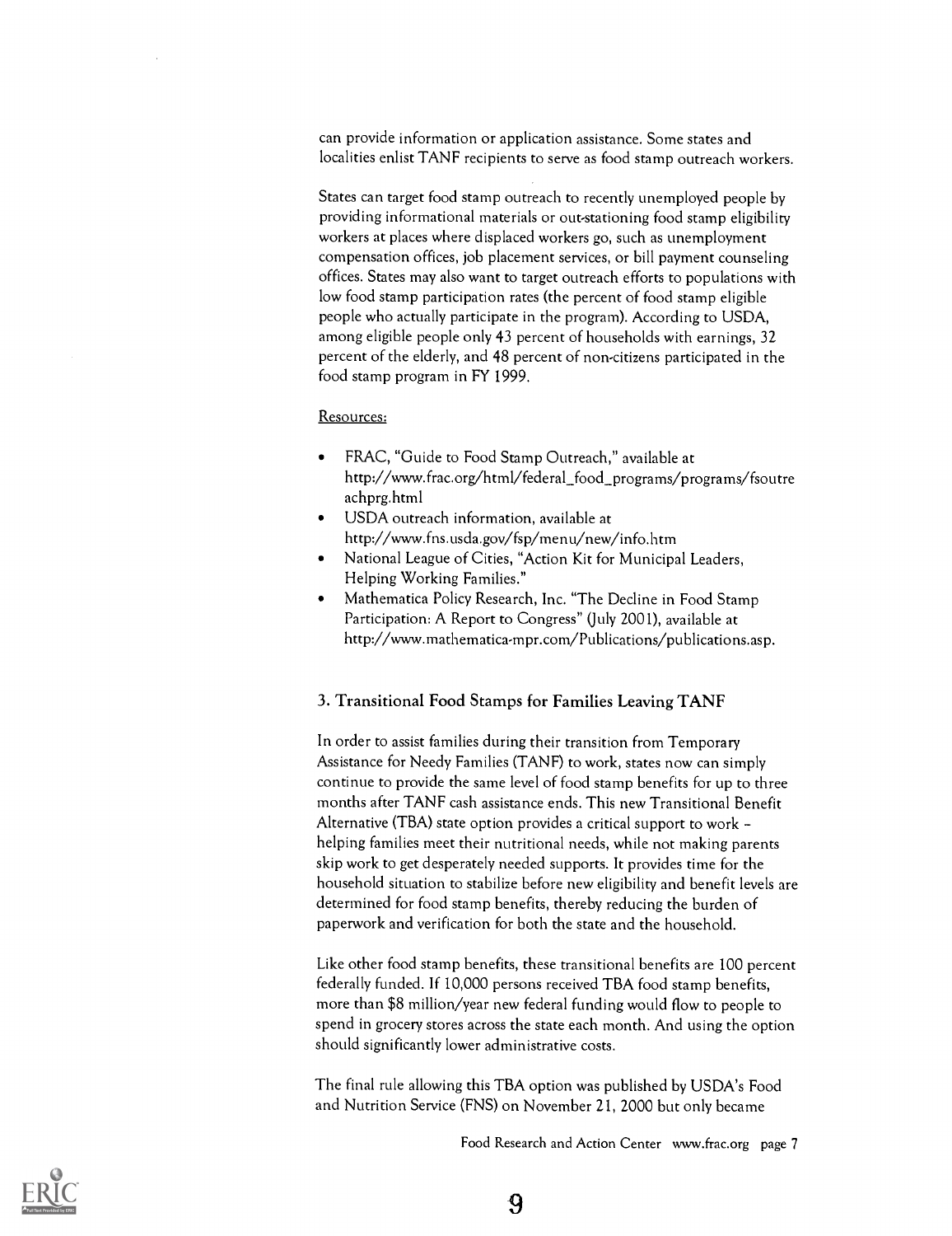can provide information or application assistance. Some states and localities enlist TANF recipients to serve as food stamp outreach workers.

States can target food stamp outreach to recently unemployed people by providing informational materials or out-stationing food stamp eligibility workers at places where displaced workers go, such as unemployment compensation offices, job placement services, or bill payment counseling offices. States may also want to target outreach efforts to populations with low food stamp participation rates (the percent of food stamp eligible people who actually participate in the program). According to USDA, among eligible people only 43 percent of households with earnings, 32 percent of the elderly, and 48 percent of non-citizens participated in the food stamp program in FY 1999.

Resources:

- FRAC, "Guide to Food Stamp Outreach," available at http://www.frac.org/html/federal_food_programs/programs/fsoutreachprg.html
- USDA outreach information, available at http://www.fns.usda.gov/fsp/menu/new/info.htm
- National League of Cities, "Action Kit for Municipal Leaders, Helping Working Families."
- Mathematica Policy Research, Inc. "The Decline in Food Stamp Participation: A Report to Congress" (July 2001), available at http://www.mathematica-mpr.com/Publications/publications.asp.

### 3. Transitional Food Stamps for Families Leaving TANF

In order to assist families during their transition from Temporary Assistance for Needy Families (TANF) to work, states now can simply continue to provide the same level of food stamp benefits for up to three months after TANF cash assistance ends. This new Transitional Benefit Alternative (TBA) state option provides a critical support to work – helping families meet their nutritional needs, while not making parents skip work to get desperately needed supports. It provides time for the household situation to stabilize before new eligibility and benefit levels are determined for food stamp benefits, thereby reducing the burden of paperwork and verification for both the state and the household.

Like other food stamp benefits, these transitional benefits are 100 percent federally funded. If 10,000 persons received TBA food stamp benefits, more than $8 million/year new federal funding would flow to people to spend in grocery stores across the state each month. And using the option should significantly lower administrative costs.

The final rule allowing this TBA option was published by USDA's Food and Nutrition Service (FNS) on November 21, 2000 but only became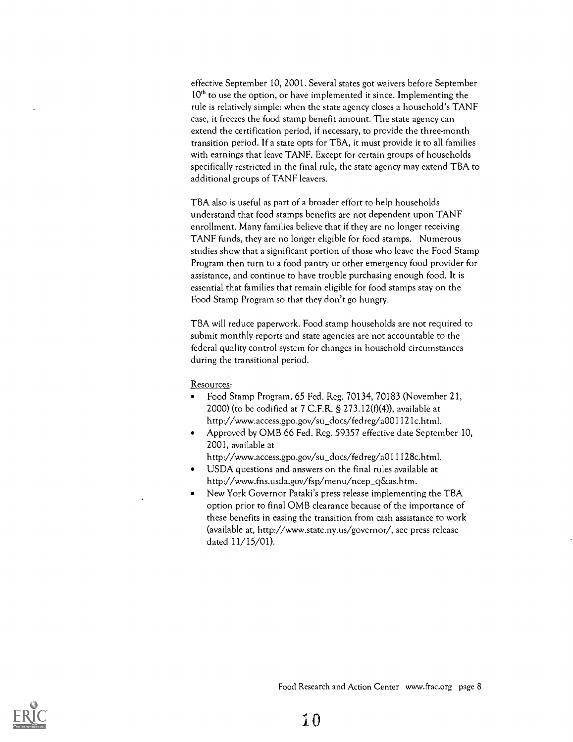effective September 10, 2001. Several states got waivers before September 10th to use the option, or have implemented it since. Implementing the rule is relatively simple: when the state agency closes a household's TANF case, it freezes the food stamp benefit amount. The state agency can extend the certification period, if necessary, to provide the three-month transition period. If a state opts for TBA, it must provide it to all families with earnings that leave TANF. Except for certain groups of households specifically restricted in the final rule, the state agency may extend TBA to additional groups of TANF leavers.

TBA also is useful as part of a broader effort to help households understand that food stamps benefits are not dependent upon TANF enrollment. Many families believe that if they are no longer receiving TANF funds, they are no longer eligible for food stamps. Numerous studies show that a significant portion of those who leave the Food Stamp Program then turn to a food pantry or other emergency food provider for assistance, and continue to have trouble purchasing enough food. It is essential that families that remain eligible for food stamps stay on the Food Stamp Program so that they don't go hungry.

TBA will reduce paperwork. Food stamp households are not required to submit monthly reports and state agencies are not accountable to the federal quality control system for changes in household circumstances during the transitional period.

Resources:

- Food Stamp Program, 65 Fed. Reg. 70134, 70183 (November 21, 2000) (to be codified at 7 C.F.R. § 273.12(f)(4)), available at http://www.access.gpo.gov/su_docs/fedreg/a001121c.html.
- Approved by OMB 66 Fed. Reg. 59357 effective date September 10, 2001, available at http://www.access.gpo.gov/su_docs/fedreg/a011128c.html.
- USDA questions and answers on the final rules available at http://www.fns.usda.gov/fsp/menu/ncep_q&as.htm.
- New York Governor Pataki's press release implementing the TBA option prior to final OMB clearance because of the importance of these benefits in easing the transition from cash assistance to work (available at, http://www.state.ny.us/governor/, see press release dated 11/15/01).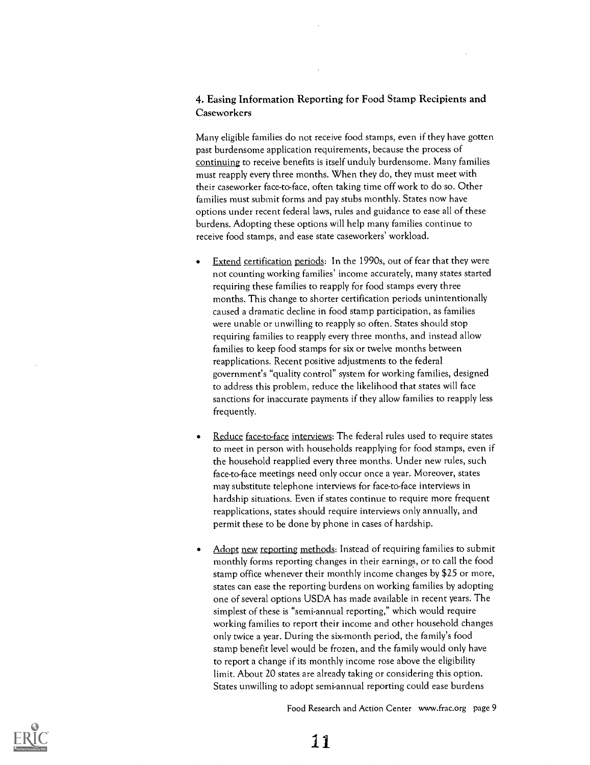### 4. Easing Information Reporting for Food Stamp Recipients and Caseworkers

Many eligible families do not receive food stamps, even if they have gotten past burdensome application requirements, because the process of continuing to receive benefits is itself unduly burdensome. Many families must reapply every three months. When they do, they must meet with their caseworker face-to-face, often taking time off work to do so. Other families must submit forms and pay stubs monthly. States now have options under recent federal laws, rules and guidance to ease all of these burdens. Adopting these options will help many families continue to receive food stamps, and ease state caseworkers' workload.

- Extend certification periods: In the 1990s, out of fear that they were not counting working families' income accurately, many states started requiring these families to reapply for food stamps every three months. This change to shorter certification periods unintentionally caused a dramatic decline in food stamp participation, as families were unable or unwilling to reapply so often. States should stop requiring families to reapply every three months, and instead allow families to keep food stamps for six or twelve months between reapplications. Recent positive adjustments to the federal government's "quality control" system for working families, designed to address this problem, reduce the likelihood that states will face sanctions for inaccurate payments if they allow families to reapply less frequently.

- Reduce face-to-face interviews: The federal rules used to require states to meet in person with households reapplying for food stamps, even if the household reapplied every three months. Under new rules, such face-to-face meetings need only occur once a year. Moreover, states may substitute telephone interviews for face-to-face interviews in hardship situations. Even if states continue to require more frequent reapplications, states should require interviews only annually, and permit these to be done by phone in cases of hardship.

- Adopt new reporting methods: Instead of requiring families to submit monthly forms reporting changes in their earnings, or to call the food stamp office whenever their monthly income changes by $25 or more, states can ease the reporting burdens on working families by adopting one of several options USDA has made available in recent years. The simplest of these is "semi-annual reporting," which would require working families to report their income and other household changes only twice a year. During the six-month period, the family's food stamp benefit level would be frozen, and the family would only have to report a change if its monthly income rose above the eligibility limit. About 20 states are already taking or considering this option. States unwilling to adopt semi-annual reporting could ease burdens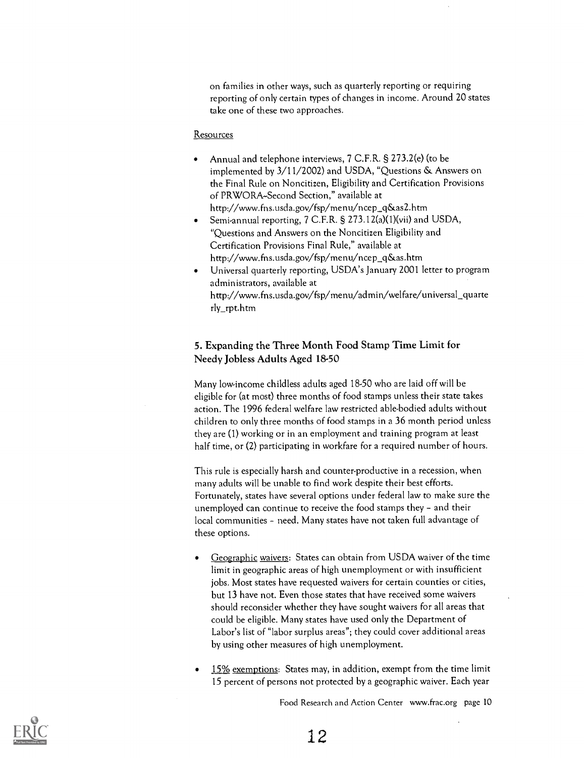on families in other ways, such as quarterly reporting or requiring reporting of only certain types of changes in income. Around 20 states take one of these two approaches.

Resources

- Annual and telephone interviews, 7 C.F.R. § 273.2(e) (to be implemented by 3/11/2002) and USDA, "Questions & Answers on the Final Rule on Noncitizen, Eligibility and Certification Provisions of PRWORA--Second Section," available at http://www.fns.usda.gov/fsp/menu/ncep_q&as2.htm
- Semi-annual reporting, 7 C.F.R. § 273.12(a)(1)(vii) and USDA, "Questions and Answers on the Noncitizen Eligibility and Certification Provisions Final Rule," available at http://www.fns.usda.gov/fsp/menu/ncep_q&as.htm
- Universal quarterly reporting, USDA's January 2001 letter to program administrators, available at http://www.fns.usda.gov/fsp/menu/admin/welfare/universal_quarterly_rpt.htm

### 5. Expanding the Three Month Food Stamp Time Limit for Needy Jobless Adults Aged 18-50

Many low-income childless adults aged 18-50 who are laid off will be eligible for (at most) three months of food stamps unless their state takes action. The 1996 federal welfare law restricted able-bodied adults without children to only three months of food stamps in a 36 month period unless they are (1) working or in an employment and training program at least half time, or (2) participating in workfare for a required number of hours.

This rule is especially harsh and counter-productive in a recession, when many adults will be unable to find work despite their best efforts. Fortunately, states have several options under federal law to make sure the unemployed can continue to receive the food stamps they – and their local communities – need. Many states have not taken full advantage of these options.

- Geographic waivers: States can obtain from USDA waiver of the time limit in geographic areas of high unemployment or with insufficient jobs. Most states have requested waivers for certain counties or cities, but 13 have not. Even those states that have received some waivers should reconsider whether they have sought waivers for all areas that could be eligible. Many states have used only the Department of Labor's list of "labor surplus areas"; they could cover additional areas by using other measures of high unemployment.

- 15% exemptions: States may, in addition, exempt from the time limit 15 percent of persons not protected by a geographic waiver. Each year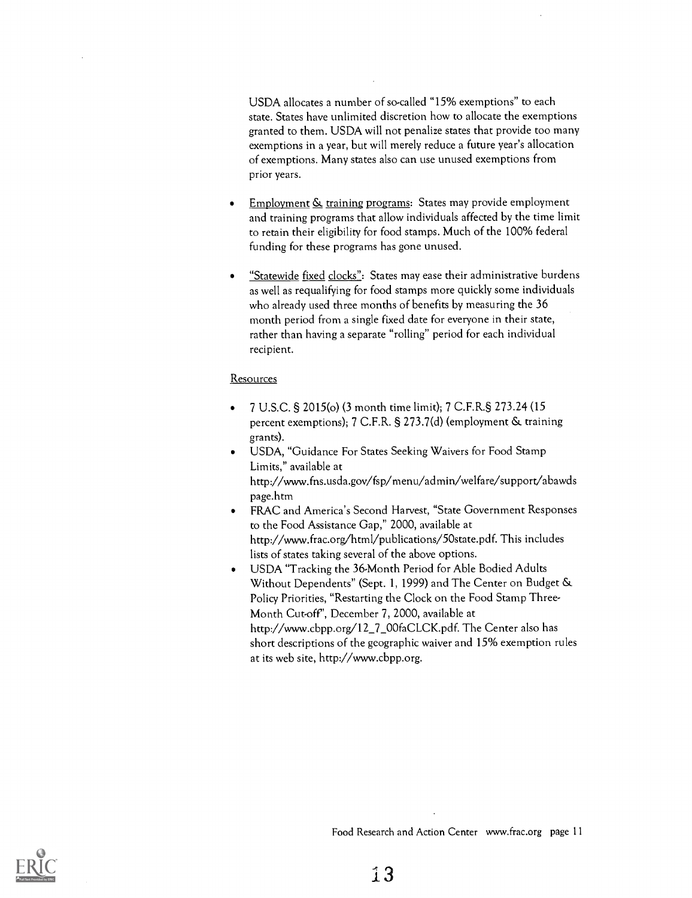USDA allocates a number of so-called "15% exemptions" to each state. States have unlimited discretion how to allocate the exemptions granted to them. USDA will not penalize states that provide too many exemptions in a year, but will merely reduce a future year's allocation of exemptions. Many states also can use unused exemptions from prior years.

- Employment & training programs: States may provide employment and training programs that allow individuals affected by the time limit to retain their eligibility for food stamps. Much of the 100% federal funding for these programs has gone unused.
- "Statewide fixed clocks": States may ease their administrative burdens as well as requalifying for food stamps more quickly some individuals who already used three months of benefits by measuring the 36 month period from a single fixed date for everyone in their state, rather than having a separate "rolling" period for each individual recipient.

Resources

- 7 U.S.C. § 2015(o) (3 month time limit); 7 C.F.R.§ 273.24 (15 percent exemptions); 7 C.F.R. § 273.7(d) (employment & training grants).
- USDA, "Guidance For States Seeking Waivers for Food Stamp Limits," available at http://www.fns.usda.gov/fsp/menu/admin/welfare/support/abawds page.htm
- FRAC and America's Second Harvest, "State Government Responses to the Food Assistance Gap," 2000, available at http://www.frac.org/html/publications/50state.pdf. This includes lists of states taking several of the above options.
- USDA "Tracking the 36-Month Period for Able Bodied Adults Without Dependents" (Sept. 1, 1999) and The Center on Budget & Policy Priorities, "Restarting the Clock on the Food Stamp Three-Month Cut-off", December 7, 2000, available at http://www.cbpp.org/12_7_00faCLCK.pdf. The Center also has short descriptions of the geographic waiver and 15% exemption rules at its web site, http://www.cbpp.org.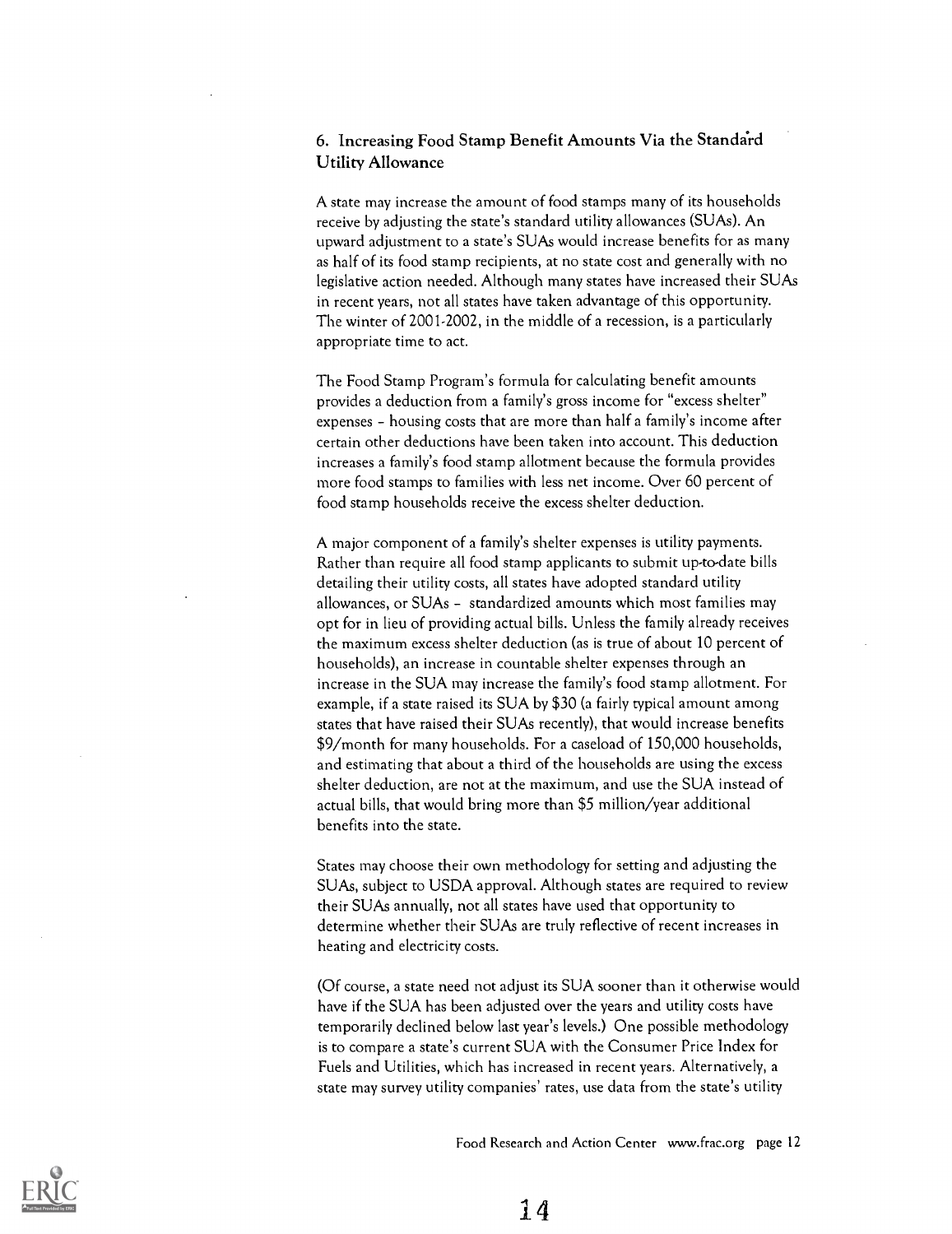### 6. Increasing Food Stamp Benefit Amounts Via the Standard Utility Allowance

A state may increase the amount of food stamps many of its households receive by adjusting the state's standard utility allowances (SUAs). An upward adjustment to a state's SUAs would increase benefits for as many as half of its food stamp recipients, at no state cost and generally with no legislative action needed. Although many states have increased their SUAs in recent years, not all states have taken advantage of this opportunity. The winter of 2001-2002, in the middle of a recession, is a particularly appropriate time to act.

The Food Stamp Program's formula for calculating benefit amounts provides a deduction from a family's gross income for "excess shelter" expenses – housing costs that are more than half a family's income after certain other deductions have been taken into account. This deduction increases a family's food stamp allotment because the formula provides more food stamps to families with less net income. Over 60 percent of food stamp households receive the excess shelter deduction.

A major component of a family's shelter expenses is utility payments. Rather than require all food stamp applicants to submit up-to-date bills detailing their utility costs, all states have adopted standard utility allowances, or SUAs – standardized amounts which most families may opt for in lieu of providing actual bills. Unless the family already receives the maximum excess shelter deduction (as is true of about 10 percent of households), an increase in countable shelter expenses through an increase in the SUA may increase the family's food stamp allotment. For example, if a state raised its SUA by $30 (a fairly typical amount among states that have raised their SUAs recently), that would increase benefits $9/month for many households. For a caseload of 150,000 households, and estimating that about a third of the households are using the excess shelter deduction, are not at the maximum, and use the SUA instead of actual bills, that would bring more than $5 million/year additional benefits into the state.

States may choose their own methodology for setting and adjusting the SUAs, subject to USDA approval. Although states are required to review their SUAs annually, not all states have used that opportunity to determine whether their SUAs are truly reflective of recent increases in heating and electricity costs.

(Of course, a state need not adjust its SUA sooner than it otherwise would have if the SUA has been adjusted over the years and utility costs have temporarily declined below last year's levels.) One possible methodology is to compare a state's current SUA with the Consumer Price Index for Fuels and Utilities, which has increased in recent years. Alternatively, a state may survey utility companies' rates, use data from the state's utility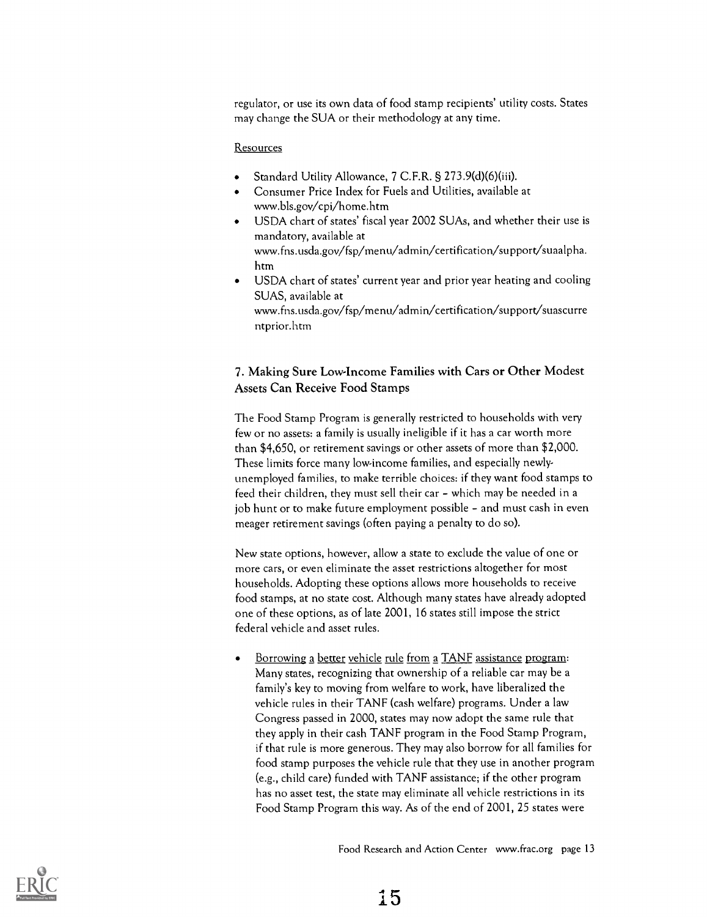regulator, or use its own data of food stamp recipients' utility costs. States may change the SUA or their methodology at any time.

Resources

- Standard Utility Allowance, 7 C.F.R. § 273.9(d)(6)(iii).
- Consumer Price Index for Fuels and Utilities, available at www.bls.gov/cpi/home.htm
- USDA chart of states' fiscal year 2002 SUAs, and whether their use is mandatory, available at www.fns.usda.gov/fsp/menu/admin/certification/support/suaalpha.htm
- USDA chart of states' current year and prior year heating and cooling SUAS, available at www.fns.usda.gov/fsp/menu/admin/certification/support/suascurrentprior.htm

### 7. Making Sure Low-Income Families with Cars or Other Modest Assets Can Receive Food Stamps

The Food Stamp Program is generally restricted to households with very few or no assets: a family is usually ineligible if it has a car worth more than $4,650, or retirement savings or other assets of more than $2,000. These limits force many low-income families, and especially newly-unemployed families, to make terrible choices: if they want food stamps to feed their children, they must sell their car – which may be needed in a job hunt or to make future employment possible – and must cash in even meager retirement savings (often paying a penalty to do so).

New state options, however, allow a state to exclude the value of one or more cars, or even eliminate the asset restrictions altogether for most households. Adopting these options allows more households to receive food stamps, at no state cost. Although many states have already adopted one of these options, as of late 2001, 16 states still impose the strict federal vehicle and asset rules.

- Borrowing a better vehicle rule from a TANF assistance program: Many states, recognizing that ownership of a reliable car may be a family's key to moving from welfare to work, have liberalized the vehicle rules in their TANF (cash welfare) programs. Under a law Congress passed in 2000, states may now adopt the same rule that they apply in their cash TANF program in the Food Stamp Program, if that rule is more generous. They may also borrow for all families for food stamp purposes the vehicle rule that they use in another program (e.g., child care) funded with TANF assistance; if the other program has no asset test, the state may eliminate all vehicle restrictions in its Food Stamp Program this way. As of the end of 2001, 25 states were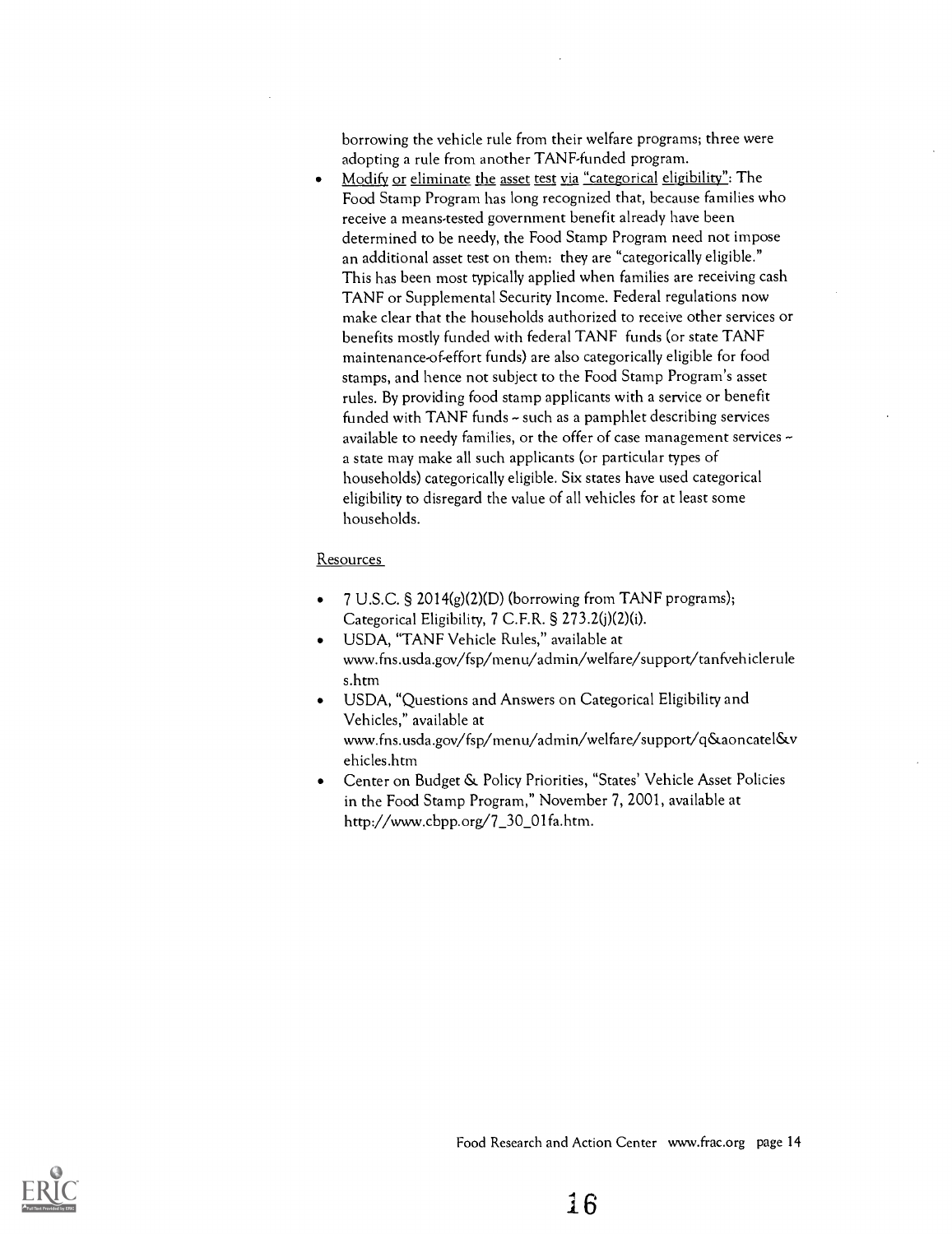borrowing the vehicle rule from their welfare programs; three were adopting a rule from another TANF-funded program.

- Modify or eliminate the asset test via "categorical eligibility": The Food Stamp Program has long recognized that, because families who receive a means-tested government benefit already have been determined to be needy, the Food Stamp Program need not impose an additional asset test on them: they are "categorically eligible." This has been most typically applied when families are receiving cash TANF or Supplemental Security Income. Federal regulations now make clear that the households authorized to receive other services or benefits mostly funded with federal TANF funds (or state TANF maintenance-of-effort funds) are also categorically eligible for food stamps, and hence not subject to the Food Stamp Program's asset rules. By providing food stamp applicants with a service or benefit funded with TANF funds – such as a pamphlet describing services available to needy families, or the offer of case management services – a state may make all such applicants (or particular types of households) categorically eligible. Six states have used categorical eligibility to disregard the value of all vehicles for at least some households.

Resources

- 7 U.S.C. § 2014(g)(2)(D) (borrowing from TANF programs); Categorical Eligibility, 7 C.F.R. § 273.2(j)(2)(i).
- USDA, "TANF Vehicle Rules," available at www.fns.usda.gov/fsp/menu/admin/welfare/support/tanfvehiclerules.htm
- USDA, "Questions and Answers on Categorical Eligibility and Vehicles," available at www.fns.usda.gov/fsp/menu/admin/welfare/support/q&aoncatel&vehicles.htm
- Center on Budget & Policy Priorities, "States' Vehicle Asset Policies in the Food Stamp Program," November 7, 2001, available at http://www.cbpp.org/7_30_01fa.htm.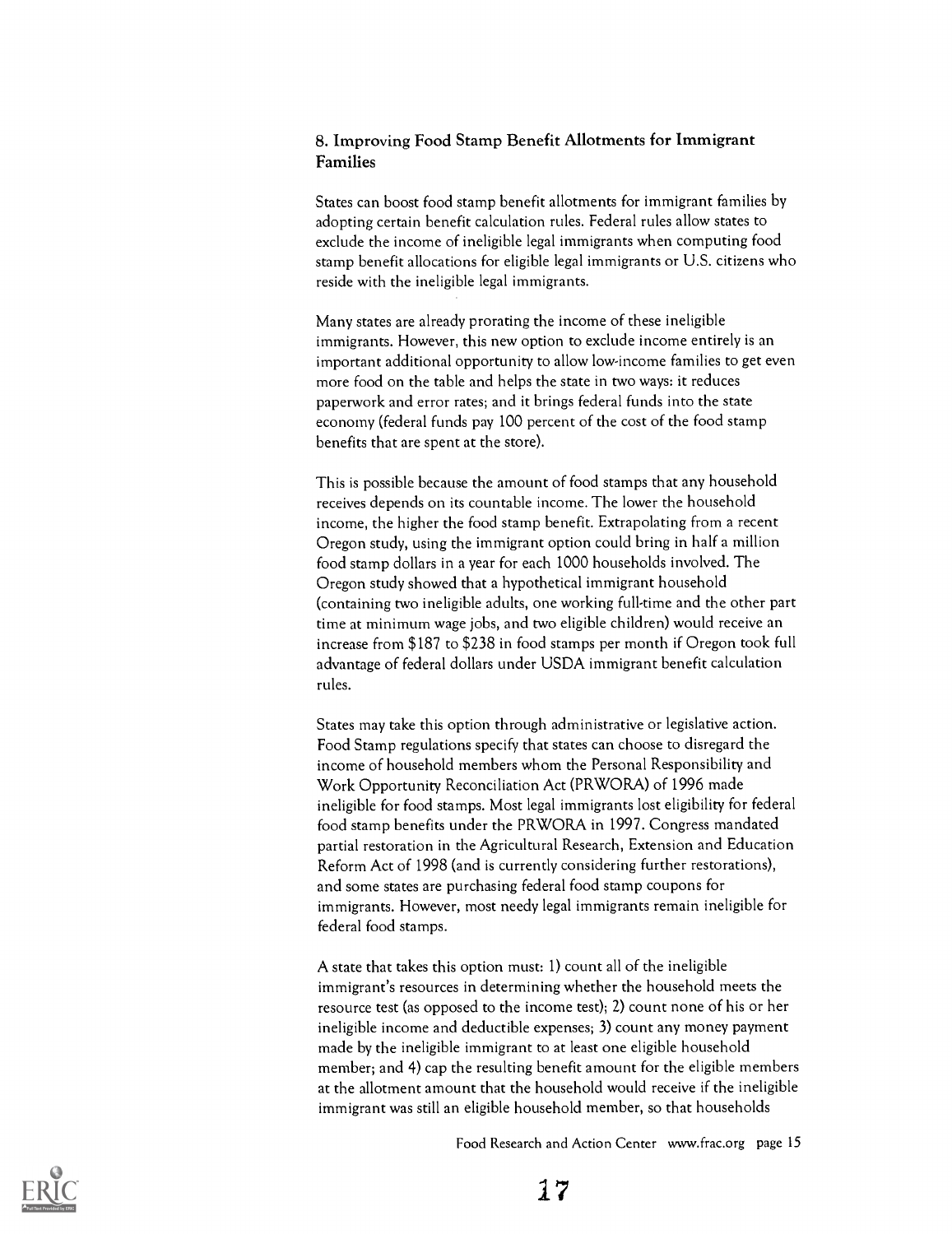## 8. Improving Food Stamp Benefit Allotments for Immigrant Families

States can boost food stamp benefit allotments for immigrant families by adopting certain benefit calculation rules. Federal rules allow states to exclude the income of ineligible legal immigrants when computing food stamp benefit allocations for eligible legal immigrants or U.S. citizens who reside with the ineligible legal immigrants.

Many states are already prorating the income of these ineligible immigrants. However, this new option to exclude income entirely is an important additional opportunity to allow low-income families to get even more food on the table and helps the state in two ways: it reduces paperwork and error rates; and it brings federal funds into the state economy (federal funds pay 100 percent of the cost of the food stamp benefits that are spent at the store).

This is possible because the amount of food stamps that any household receives depends on its countable income. The lower the household income, the higher the food stamp benefit. Extrapolating from a recent Oregon study, using the immigrant option could bring in half a million food stamp dollars in a year for each 1000 households involved. The Oregon study showed that a hypothetical immigrant household (containing two ineligible adults, one working full-time and the other part time at minimum wage jobs, and two eligible children) would receive an increase from $187 to $238 in food stamps per month if Oregon took full advantage of federal dollars under USDA immigrant benefit calculation rules.

States may take this option through administrative or legislative action. Food Stamp regulations specify that states can choose to disregard the income of household members whom the Personal Responsibility and Work Opportunity Reconciliation Act (PRWORA) of 1996 made ineligible for food stamps. Most legal immigrants lost eligibility for federal food stamp benefits under the PRWORA in 1997. Congress mandated partial restoration in the Agricultural Research, Extension and Education Reform Act of 1998 (and is currently considering further restorations), and some states are purchasing federal food stamp coupons for immigrants. However, most needy legal immigrants remain ineligible for federal food stamps.

A state that takes this option must: 1) count all of the ineligible immigrant's resources in determining whether the household meets the resource test (as opposed to the income test); 2) count none of his or her ineligible income and deductible expenses; 3) count any money payment made by the ineligible immigrant to at least one eligible household member; and 4) cap the resulting benefit amount for the eligible members at the allotment amount that the household would receive if the ineligible immigrant was still an eligible household member, so that households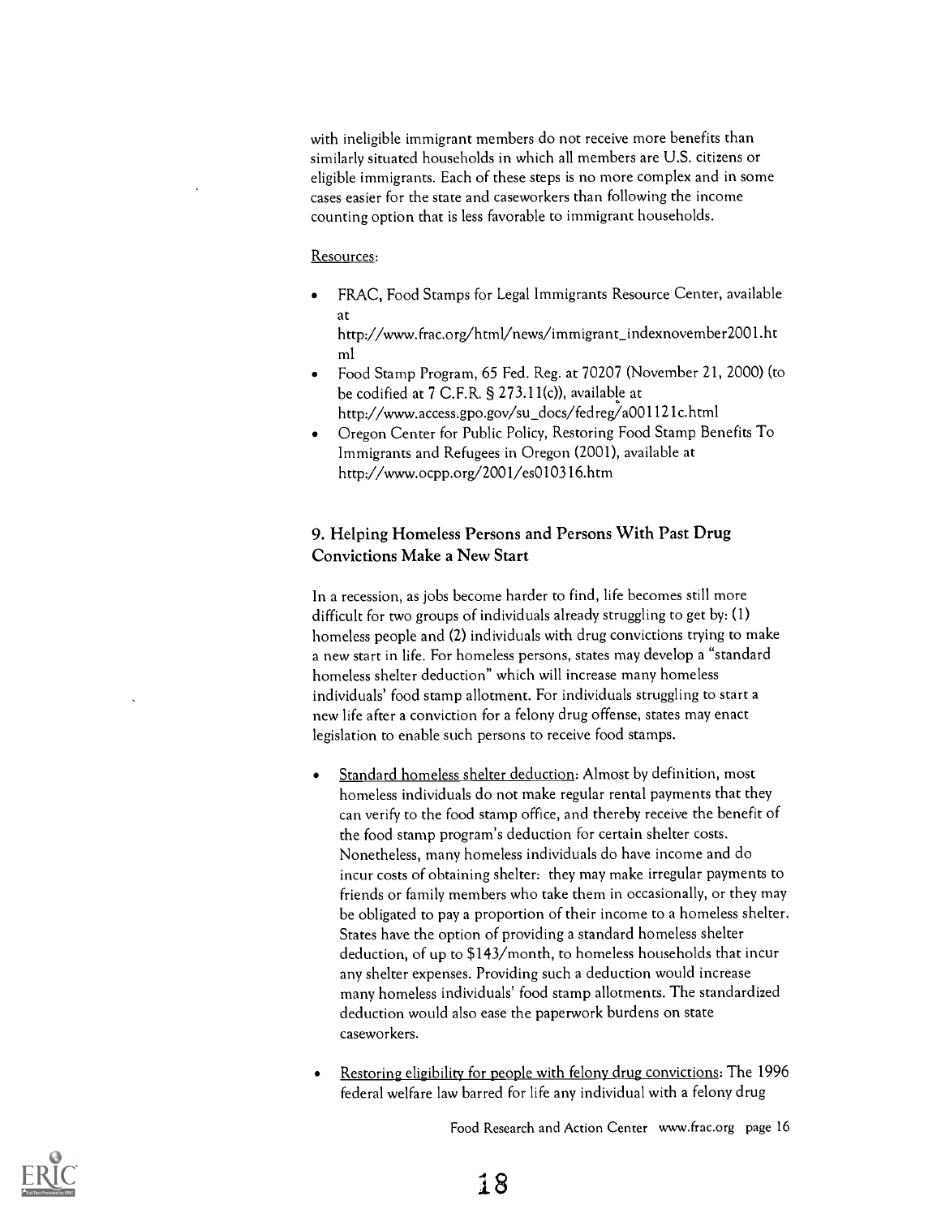with ineligible immigrant members do not receive more benefits than similarly situated households in which all members are U.S. citizens or eligible immigrants. Each of these steps is no more complex and in some cases easier for the state and caseworkers than following the income counting option that is less favorable to immigrant households.

Resources:

- FRAC, Food Stamps for Legal Immigrants Resource Center, available at http://www.frac.org/html/news/immigrant_indexnovember2001.html
- Food Stamp Program, 65 Fed. Reg. at 70207 (November 21, 2000) (to be codified at 7 C.F.R. § 273.11(c)), available at http://www.access.gpo.gov/su_docs/fedreg/a001121c.html
- Oregon Center for Public Policy, Restoring Food Stamp Benefits To Immigrants and Refugees in Oregon (2001), available at http://www.ocpp.org/2001/es010316.htm

### 9. Helping Homeless Persons and Persons With Past Drug Convictions Make a New Start

In a recession, as jobs become harder to find, life becomes still more difficult for two groups of individuals already struggling to get by: (1) homeless people and (2) individuals with drug convictions trying to make a new start in life. For homeless persons, states may develop a "standard homeless shelter deduction" which will increase many homeless individuals' food stamp allotment. For individuals struggling to start a new life after a conviction for a felony drug offense, states may enact legislation to enable such persons to receive food stamps.

- Standard homeless shelter deduction: Almost by definition, most homeless individuals do not make regular rental payments that they can verify to the food stamp office, and thereby receive the benefit of the food stamp program's deduction for certain shelter costs. Nonetheless, many homeless individuals do have income and do incur costs of obtaining shelter: they may make irregular payments to friends or family members who take them in occasionally, or they may be obligated to pay a proportion of their income to a homeless shelter. States have the option of providing a standard homeless shelter deduction, of up to $143/month, to homeless households that incur any shelter expenses. Providing such a deduction would increase many homeless individuals' food stamp allotments. The standardized deduction would also ease the paperwork burdens on state caseworkers.
- Restoring eligibility for people with felony drug convictions: The 1996 federal welfare law barred for life any individual with a felony drug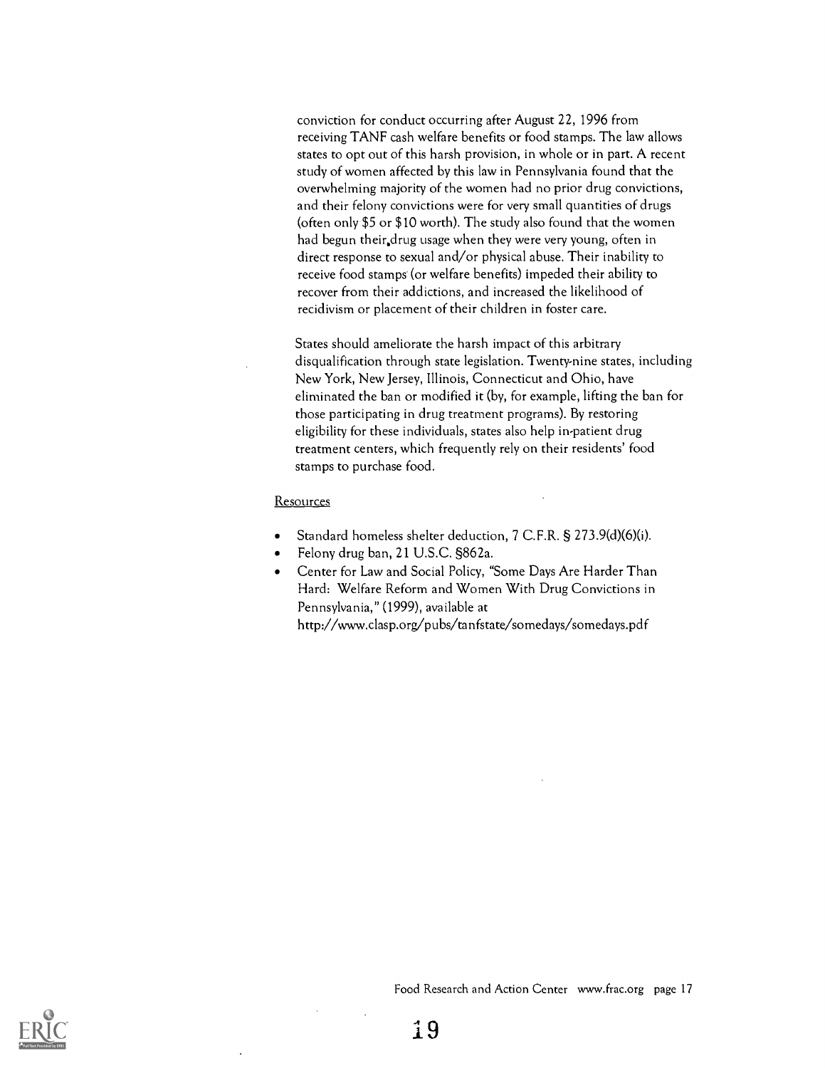conviction for conduct occurring after August 22, 1996 from receiving TANF cash welfare benefits or food stamps. The law allows states to opt out of this harsh provision, in whole or in part. A recent study of women affected by this law in Pennsylvania found that the overwhelming majority of the women had no prior drug convictions, and their felony convictions were for very small quantities of drugs (often only $5 or $10 worth). The study also found that the women had begun their drug usage when they were very young, often in direct response to sexual and/or physical abuse. Their inability to receive food stamps (or welfare benefits) impeded their ability to recover from their addictions, and increased the likelihood of recidivism or placement of their children in foster care.

States should ameliorate the harsh impact of this arbitrary disqualification through state legislation. Twenty-nine states, including New York, New Jersey, Illinois, Connecticut and Ohio, have eliminated the ban or modified it (by, for example, lifting the ban for those participating in drug treatment programs). By restoring eligibility for these individuals, states also help in-patient drug treatment centers, which frequently rely on their residents' food stamps to purchase food.

<u>Resources</u>

- Standard homeless shelter deduction, 7 C.F.R. § 273.9(d)(6)(i).
- Felony drug ban, 21 U.S.C. §862a.
- Center for Law and Social Policy, "Some Days Are Harder Than Hard: Welfare Reform and Women With Drug Convictions in Pennsylvania," (1999), available at http://www.clasp.org/pubs/tanfstate/somedays/somedays.pdf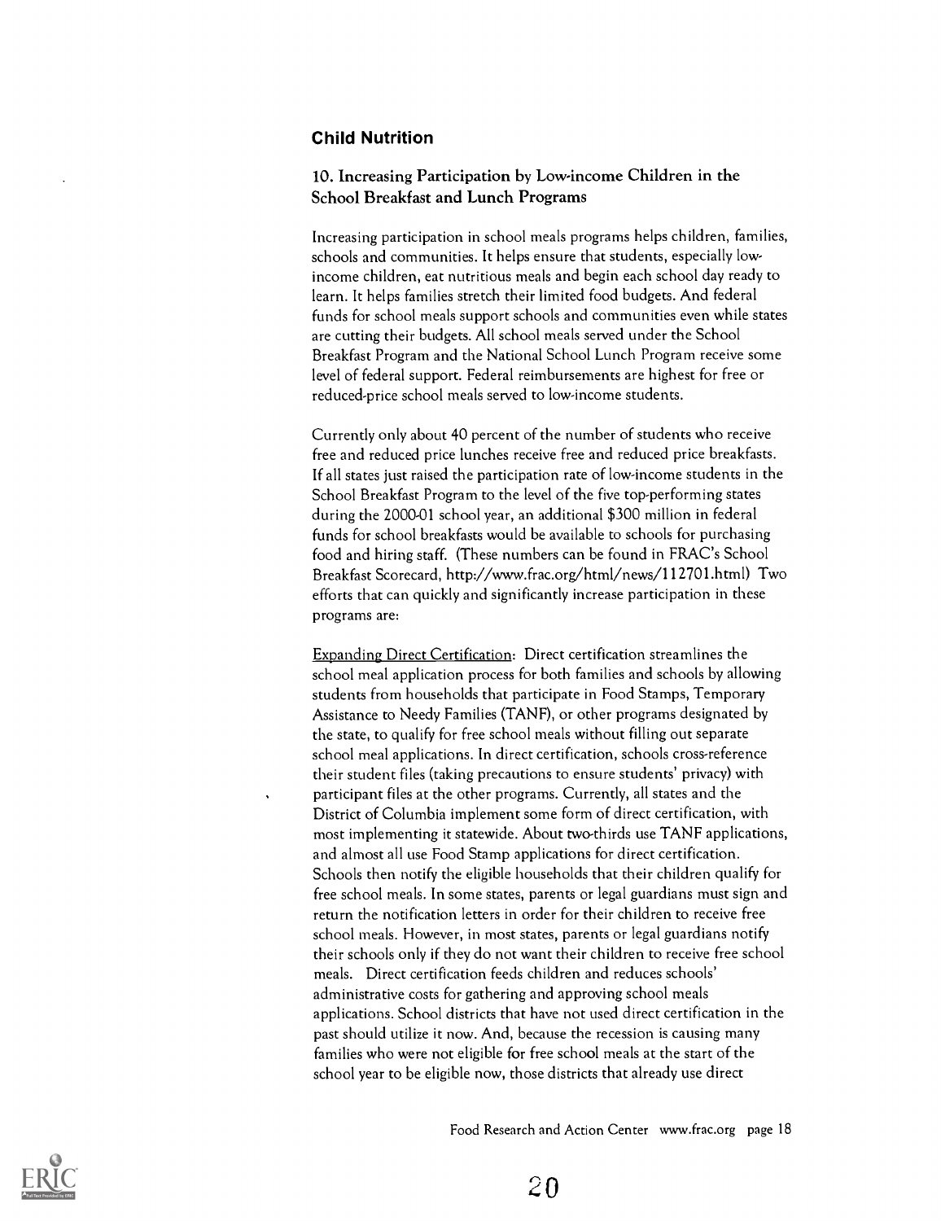## Child Nutrition

### 10. Increasing Participation by Low-income Children in the School Breakfast and Lunch Programs

Increasing participation in school meals programs helps children, families, schools and communities. It helps ensure that students, especially low-income children, eat nutritious meals and begin each school day ready to learn. It helps families stretch their limited food budgets. And federal funds for school meals support schools and communities even while states are cutting their budgets. All school meals served under the School Breakfast Program and the National School Lunch Program receive some level of federal support. Federal reimbursements are highest for free or reduced-price school meals served to low-income students.

Currently only about 40 percent of the number of students who receive free and reduced price lunches receive free and reduced price breakfasts. If all states just raised the participation rate of low-income students in the School Breakfast Program to the level of the five top-performing states during the 2000-01 school year, an additional $300 million in federal funds for school breakfasts would be available to schools for purchasing food and hiring staff. (These numbers can be found in FRAC's School Breakfast Scorecard, http://www.frac.org/html/news/112701.html) Two efforts that can quickly and significantly increase participation in these programs are:

Expanding Direct Certification: Direct certification streamlines the school meal application process for both families and schools by allowing students from households that participate in Food Stamps, Temporary Assistance to Needy Families (TANF), or other programs designated by the state, to qualify for free school meals without filling out separate school meal applications. In direct certification, schools cross-reference their student files (taking precautions to ensure students' privacy) with participant files at the other programs. Currently, all states and the District of Columbia implement some form of direct certification, with most implementing it statewide. About two-thirds use TANF applications, and almost all use Food Stamp applications for direct certification. Schools then notify the eligible households that their children qualify for free school meals. In some states, parents or legal guardians must sign and return the notification letters in order for their children to receive free school meals. However, in most states, parents or legal guardians notify their schools only if they do not want their children to receive free school meals. Direct certification feeds children and reduces schools' administrative costs for gathering and approving school meals applications. School districts that have not used direct certification in the past should utilize it now. And, because the recession is causing many families who were not eligible for free school meals at the start of the school year to be eligible now, those districts that already use direct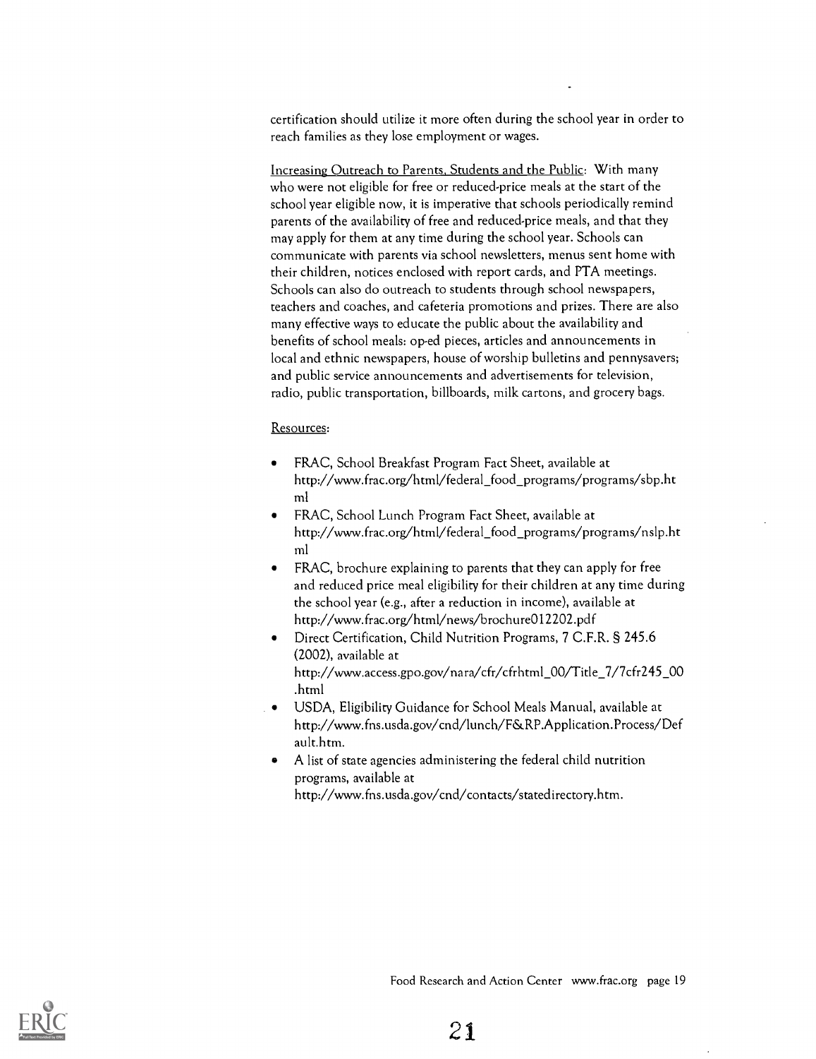certification should utilize it more often during the school year in order to reach families as they lose employment or wages.

Increasing Outreach to Parents, Students and the Public: With many who were not eligible for free or reduced-price meals at the start of the school year eligible now, it is imperative that schools periodically remind parents of the availability of free and reduced-price meals, and that they may apply for them at any time during the school year. Schools can communicate with parents via school newsletters, menus sent home with their children, notices enclosed with report cards, and PTA meetings. Schools can also do outreach to students through school newspapers, teachers and coaches, and cafeteria promotions and prizes. There are also many effective ways to educate the public about the availability and benefits of school meals: op-ed pieces, articles and announcements in local and ethnic newspapers, house of worship bulletins and pennysavers; and public service announcements and advertisements for television, radio, public transportation, billboards, milk cartons, and grocery bags.

Resources:

- FRAC, School Breakfast Program Fact Sheet, available at http://www.frac.org/html/federal_food_programs/programs/sbp.html
- FRAC, School Lunch Program Fact Sheet, available at http://www.frac.org/html/federal_food_programs/programs/nslp.html
- FRAC, brochure explaining to parents that they can apply for free and reduced price meal eligibility for their children at any time during the school year (e.g., after a reduction in income), available at http://www.frac.org/html/news/brochure012202.pdf
- Direct Certification, Child Nutrition Programs, 7 C.F.R. § 245.6 (2002), available at http://www.access.gpo.gov/nara/cfr/cfrhtml_00/Title_7/7cfr245_00.html
- USDA, Eligibility Guidance for School Meals Manual, available at http://www.fns.usda.gov/cnd/lunch/F&RP.Application.Process/Default.htm.
- A list of state agencies administering the federal child nutrition programs, available at http://www.fns.usda.gov/cnd/contacts/statedirectory.htm.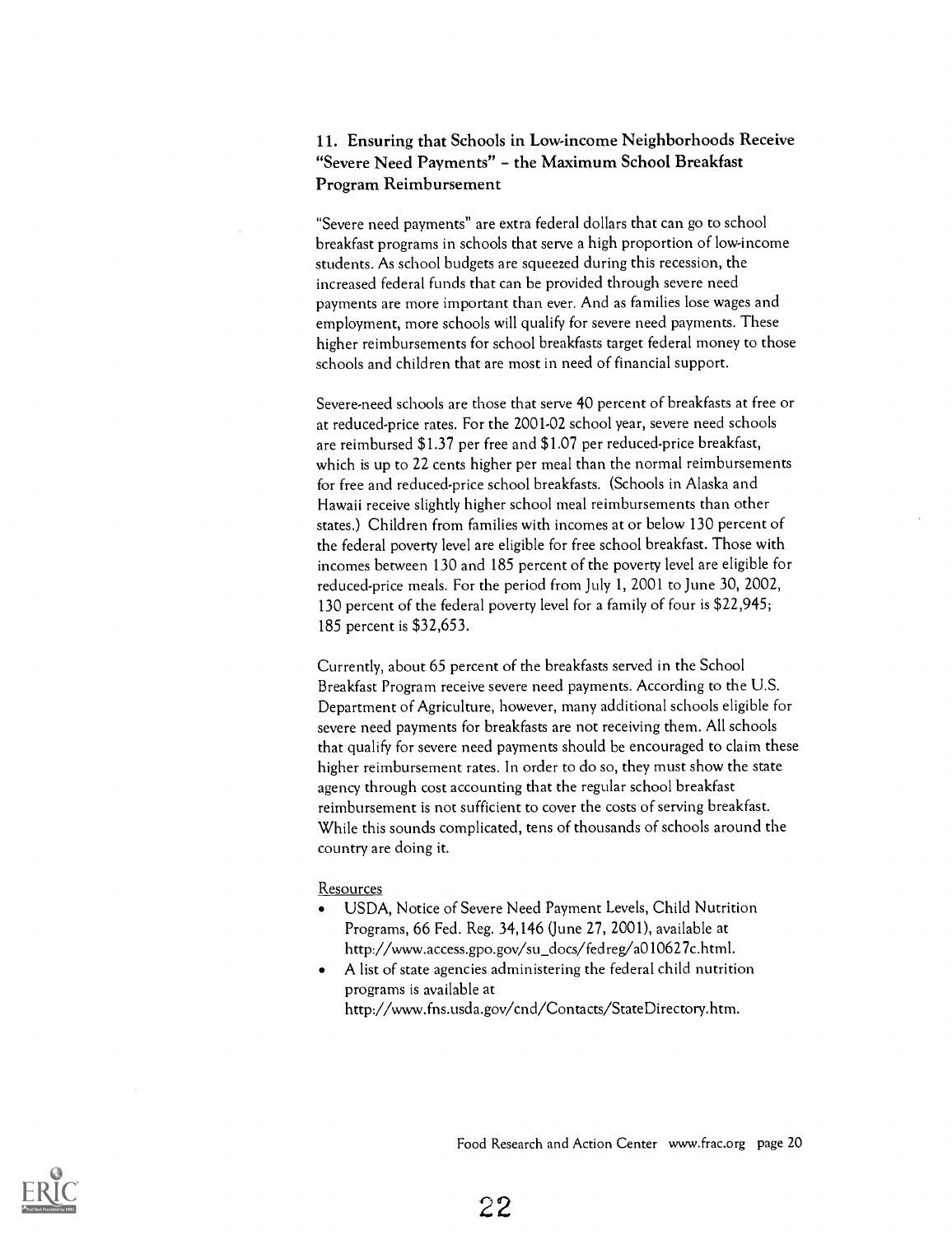### 11. Ensuring that Schools in Low-income Neighborhoods Receive "Severe Need Payments" – the Maximum School Breakfast Program Reimbursement

"Severe need payments" are extra federal dollars that can go to school breakfast programs in schools that serve a high proportion of low-income students. As school budgets are squeezed during this recession, the increased federal funds that can be provided through severe need payments are more important than ever. And as families lose wages and employment, more schools will qualify for severe need payments. These higher reimbursements for school breakfasts target federal money to those schools and children that are most in need of financial support.

Severe-need schools are those that serve 40 percent of breakfasts at free or at reduced-price rates. For the 2001-02 school year, severe need schools are reimbursed $1.37 per free and $1.07 per reduced-price breakfast, which is up to 22 cents higher per meal than the normal reimbursements for free and reduced-price school breakfasts. (Schools in Alaska and Hawaii receive slightly higher school meal reimbursements than other states.) Children from families with incomes at or below 130 percent of the federal poverty level are eligible for free school breakfast. Those with incomes between 130 and 185 percent of the poverty level are eligible for reduced-price meals. For the period from July 1, 2001 to June 30, 2002, 130 percent of the federal poverty level for a family of four is $22,945; 185 percent is $32,653.

Currently, about 65 percent of the breakfasts served in the School Breakfast Program receive severe need payments. According to the U.S. Department of Agriculture, however, many additional schools eligible for severe need payments for breakfasts are not receiving them. All schools that qualify for severe need payments should be encouraged to claim these higher reimbursement rates. In order to do so, they must show the state agency through cost accounting that the regular school breakfast reimbursement is not sufficient to cover the costs of serving breakfast. While this sounds complicated, tens of thousands of schools around the country are doing it.

Resources

- USDA, Notice of Severe Need Payment Levels, Child Nutrition Programs, 66 Fed. Reg. 34,146 (June 27, 2001), available at http://www.access.gpo.gov/su_docs/fedreg/a010627c.html.
- A list of state agencies administering the federal child nutrition programs is available at http://www.fns.usda.gov/cnd/Contacts/StateDirectory.htm.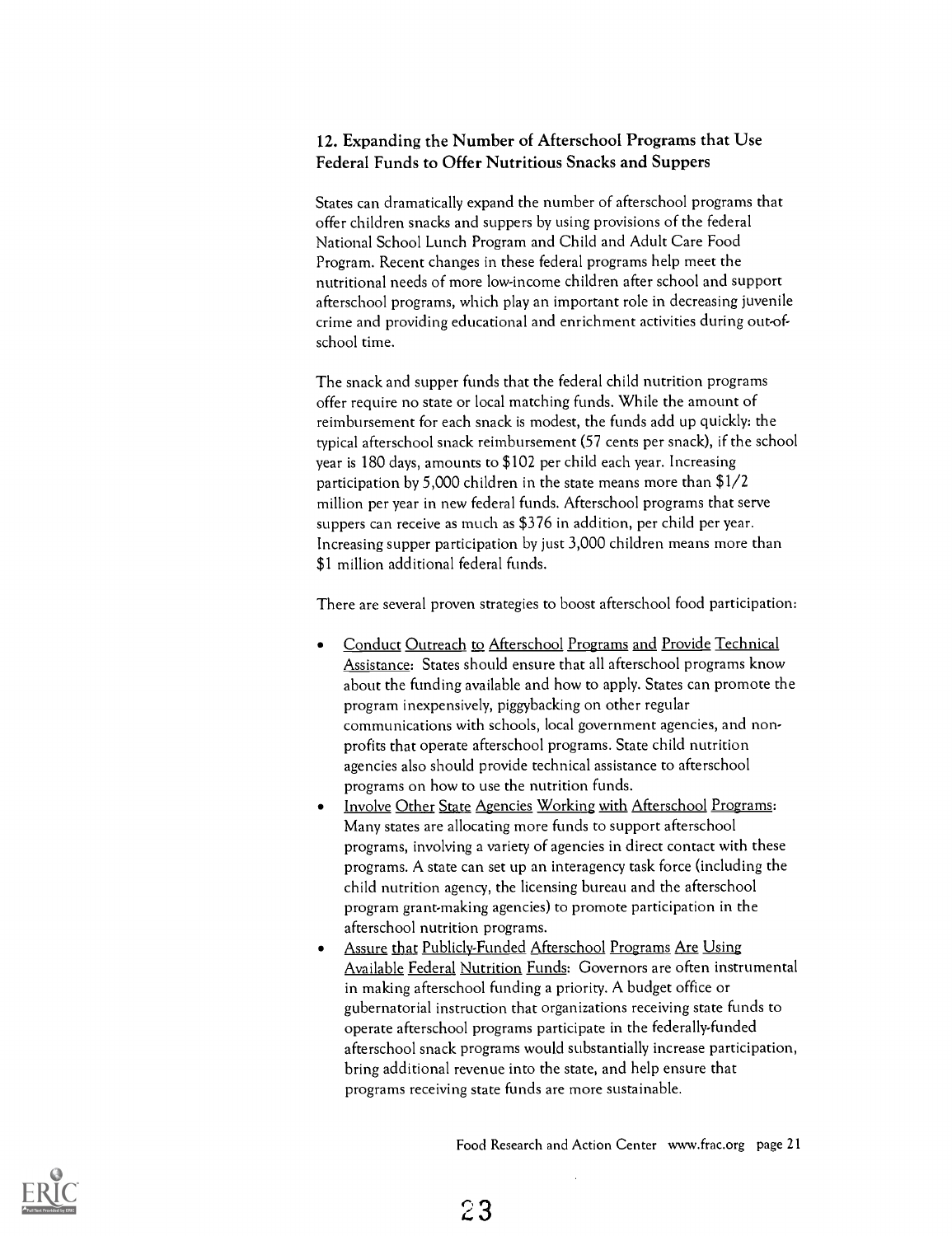### 12. Expanding the Number of Afterschool Programs that Use Federal Funds to Offer Nutritious Snacks and Suppers

States can dramatically expand the number of afterschool programs that offer children snacks and suppers by using provisions of the federal National School Lunch Program and Child and Adult Care Food Program. Recent changes in these federal programs help meet the nutritional needs of more low-income children after school and support afterschool programs, which play an important role in decreasing juvenile crime and providing educational and enrichment activities during out-of-school time.

The snack and supper funds that the federal child nutrition programs offer require no state or local matching funds. While the amount of reimbursement for each snack is modest, the funds add up quickly: the typical afterschool snack reimbursement (57 cents per snack), if the school year is 180 days, amounts to $102 per child each year. Increasing participation by 5,000 children in the state means more than $1/2 million per year in new federal funds. Afterschool programs that serve suppers can receive as much as $376 in addition, per child per year. Increasing supper participation by just 3,000 children means more than $1 million additional federal funds.

There are several proven strategies to boost afterschool food participation:

- Conduct Outreach to Afterschool Programs and Provide Technical Assistance: States should ensure that all afterschool programs know about the funding available and how to apply. States can promote the program inexpensively, piggybacking on other regular communications with schools, local government agencies, and non-profits that operate afterschool programs. State child nutrition agencies also should provide technical assistance to afterschool programs on how to use the nutrition funds.
- Involve Other State Agencies Working with Afterschool Programs: Many states are allocating more funds to support afterschool programs, involving a variety of agencies in direct contact with these programs. A state can set up an interagency task force (including the child nutrition agency, the licensing bureau and the afterschool program grant-making agencies) to promote participation in the afterschool nutrition programs.
- Assure that Publicly-Funded Afterschool Programs Are Using Available Federal Nutrition Funds: Governors are often instrumental in making afterschool funding a priority. A budget office or gubernatorial instruction that organizations receiving state funds to operate afterschool programs participate in the federally-funded afterschool snack programs would substantially increase participation, bring additional revenue into the state, and help ensure that programs receiving state funds are more sustainable.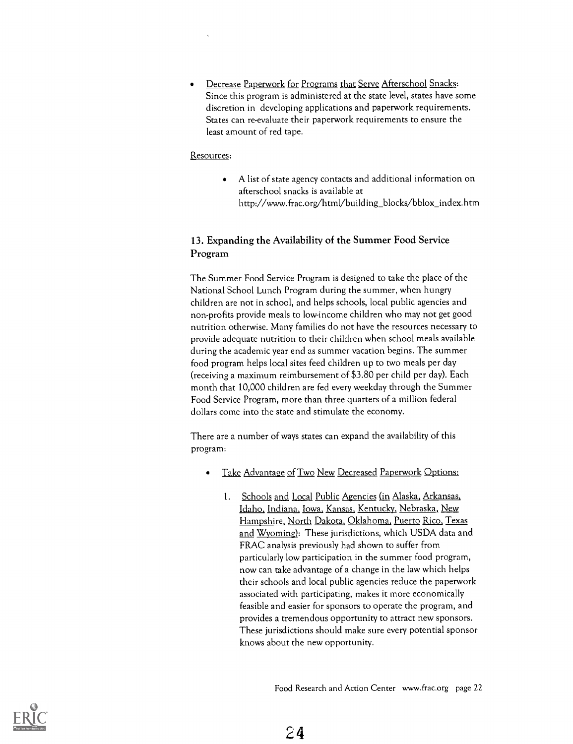- Decrease Paperwork for Programs that Serve Afterschool Snacks: Since this program is administered at the state level, states have some discretion in developing applications and paperwork requirements. States can re-evaluate their paperwork requirements to ensure the least amount of red tape.

Resources:

- A list of state agency contacts and additional information on afterschool snacks is available at http://www.frac.org/html/building_blocks/bblox_index.htm

## 13. Expanding the Availability of the Summer Food Service Program

The Summer Food Service Program is designed to take the place of the National School Lunch Program during the summer, when hungry children are not in school, and helps schools, local public agencies and non-profits provide meals to low-income children who may not get good nutrition otherwise. Many families do not have the resources necessary to provide adequate nutrition to their children when school meals available during the academic year end as summer vacation begins. The summer food program helps local sites feed children up to two meals per day (receiving a maximum reimbursement of $3.80 per child per day). Each month that 10,000 children are fed every weekday through the Summer Food Service Program, more than three quarters of a million federal dollars come into the state and stimulate the economy.

There are a number of ways states can expand the availability of this program:

- Take Advantage of Two New Decreased Paperwork Options:

  1. Schools and Local Public Agencies (in Alaska, Arkansas, Idaho, Indiana, Iowa, Kansas, Kentucky, Nebraska, New Hampshire, North Dakota, Oklahoma, Puerto Rico, Texas and Wyoming): These jurisdictions, which USDA data and FRAC analysis previously had shown to suffer from particularly low participation in the summer food program, now can take advantage of a change in the law which helps their schools and local public agencies reduce the paperwork associated with participating, makes it more economically feasible and easier for sponsors to operate the program, and provides a tremendous opportunity to attract new sponsors. These jurisdictions should make sure every potential sponsor knows about the new opportunity.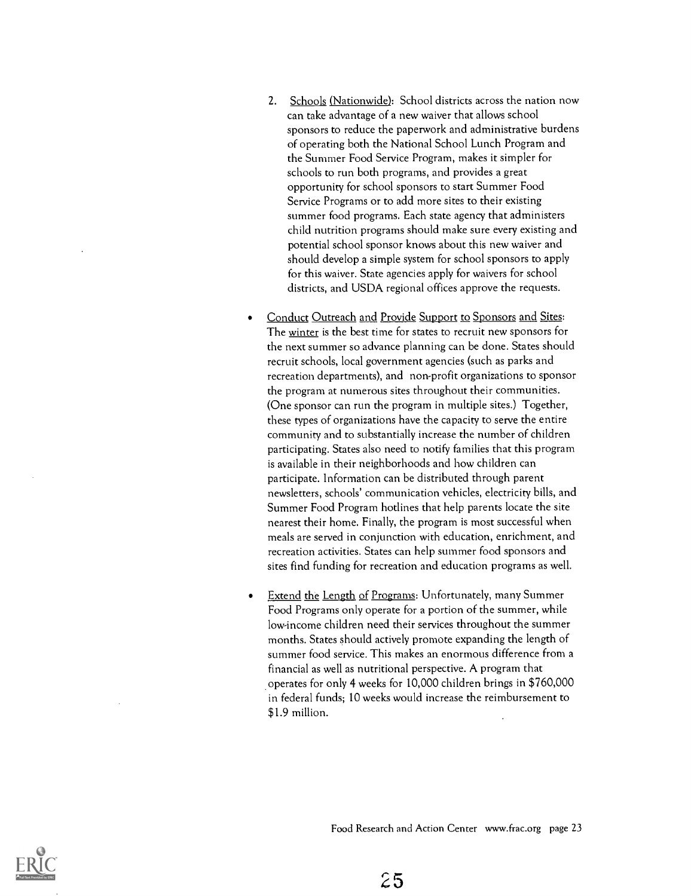2. Schools (Nationwide): School districts across the nation now can take advantage of a new waiver that allows school sponsors to reduce the paperwork and administrative burdens of operating both the National School Lunch Program and the Summer Food Service Program, makes it simpler for schools to run both programs, and provides a great opportunity for school sponsors to start Summer Food Service Programs or to add more sites to their existing summer food programs. Each state agency that administers child nutrition programs should make sure every existing and potential school sponsor knows about this new waiver and should develop a simple system for school sponsors to apply for this waiver. State agencies apply for waivers for school districts, and USDA regional offices approve the requests.

- Conduct Outreach and Provide Support to Sponsors and Sites: The winter is the best time for states to recruit new sponsors for the next summer so advance planning can be done. States should recruit schools, local government agencies (such as parks and recreation departments), and non-profit organizations to sponsor the program at numerous sites throughout their communities. (One sponsor can run the program in multiple sites.) Together, these types of organizations have the capacity to serve the entire community and to substantially increase the number of children participating. States also need to notify families that this program is available in their neighborhoods and how children can participate. Information can be distributed through parent newsletters, schools' communication vehicles, electricity bills, and Summer Food Program hotlines that help parents locate the site nearest their home. Finally, the program is most successful when meals are served in conjunction with education, enrichment, and recreation activities. States can help summer food sponsors and sites find funding for recreation and education programs as well.

- Extend the Length of Programs: Unfortunately, many Summer Food Programs only operate for a portion of the summer, while low-income children need their services throughout the summer months. States should actively promote expanding the length of summer food service. This makes an enormous difference from a financial as well as nutritional perspective. A program that operates for only 4 weeks for 10,000 children brings in $760,000 in federal funds; 10 weeks would increase the reimbursement to $1.9 million.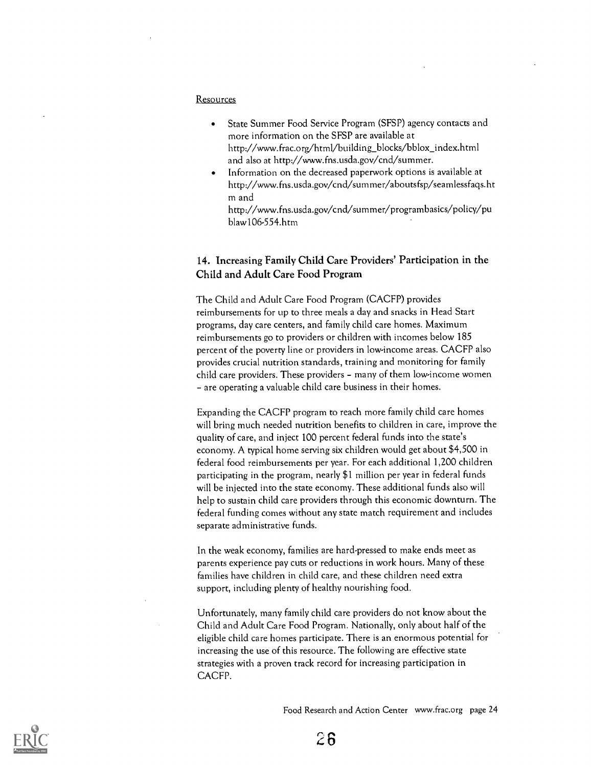Resources

- State Summer Food Service Program (SFSP) agency contacts and more information on the SFSP are available at http://www.frac.org/html/building_blocks/bblox_index.html and also at http://www.fns.usda.gov/cnd/summer.
- Information on the decreased paperwork options is available at http://www.fns.usda.gov/cnd/summer/aboutsfsp/seamlessfaqs.htm and http://www.fns.usda.gov/cnd/summer/programbasics/policy/publaw106-554.htm

## 14. Increasing Family Child Care Providers' Participation in the Child and Adult Care Food Program

The Child and Adult Care Food Program (CACFP) provides reimbursements for up to three meals a day and snacks in Head Start programs, day care centers, and family child care homes. Maximum reimbursements go to providers or children with incomes below 185 percent of the poverty line or providers in low-income areas. CACFP also provides crucial nutrition standards, training and monitoring for family child care providers. These providers – many of them low-income women – are operating a valuable child care business in their homes.

Expanding the CACFP program to reach more family child care homes will bring much needed nutrition benefits to children in care, improve the quality of care, and inject 100 percent federal funds into the state's economy. A typical home serving six children would get about $4,500 in federal food reimbursements per year. For each additional 1,200 children participating in the program, nearly $1 million per year in federal funds will be injected into the state economy. These additional funds also will help to sustain child care providers through this economic downturn. The federal funding comes without any state match requirement and includes separate administrative funds.

In the weak economy, families are hard-pressed to make ends meet as parents experience pay cuts or reductions in work hours. Many of these families have children in child care, and these children need extra support, including plenty of healthy nourishing food.

Unfortunately, many family child care providers do not know about the Child and Adult Care Food Program. Nationally, only about half of the eligible child care homes participate. There is an enormous potential for increasing the use of this resource. The following are effective state strategies with a proven track record for increasing participation in CACFP.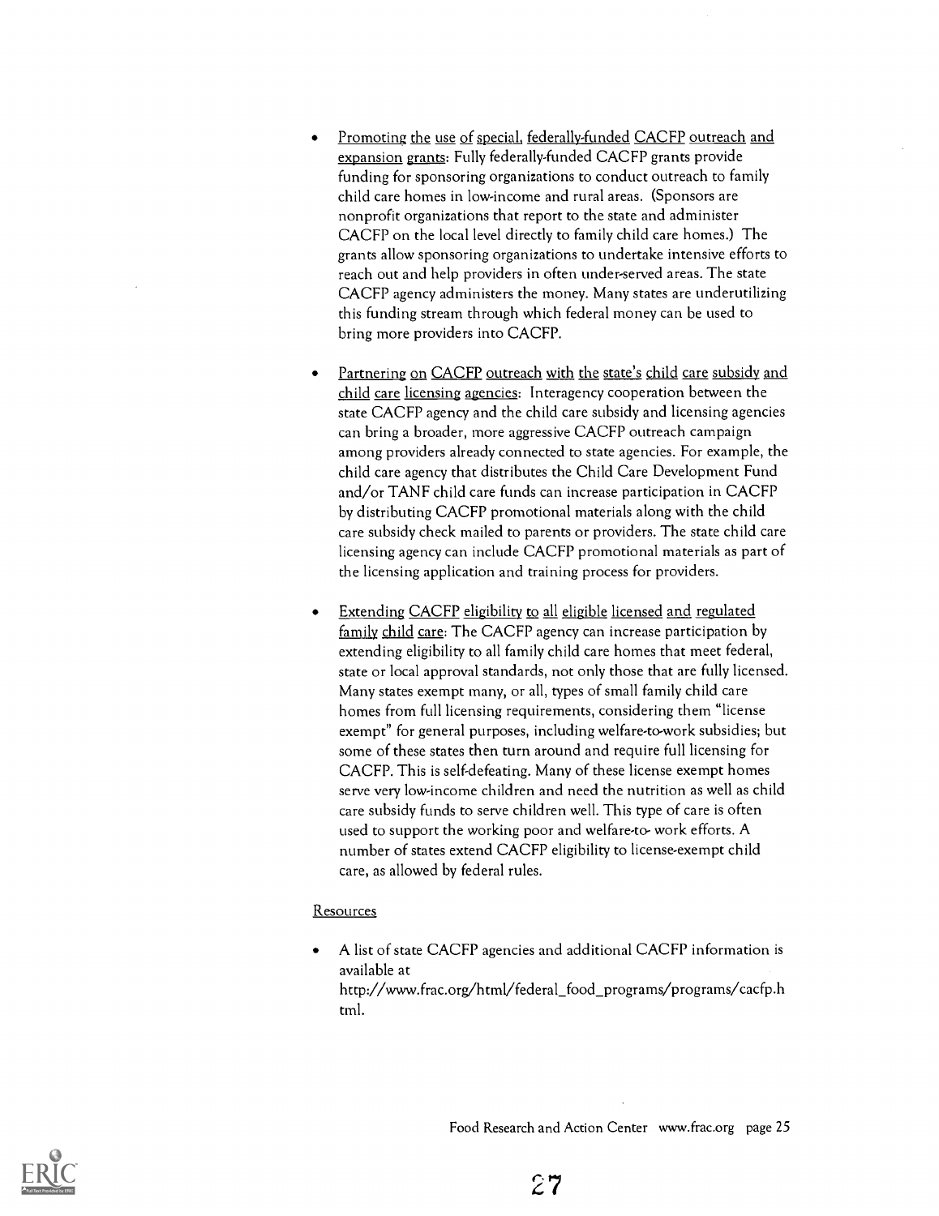- Promoting the use of special, federally-funded CACFP outreach and expansion grants: Fully federally-funded CACFP grants provide funding for sponsoring organizations to conduct outreach to family child care homes in low-income and rural areas. (Sponsors are nonprofit organizations that report to the state and administer CACFP on the local level directly to family child care homes.) The grants allow sponsoring organizations to undertake intensive efforts to reach out and help providers in often under-served areas. The state CACFP agency administers the money. Many states are underutilizing this funding stream through which federal money can be used to bring more providers into CACFP.

- Partnering on CACFP outreach with the state's child care subsidy and child care licensing agencies: Interagency cooperation between the state CACFP agency and the child care subsidy and licensing agencies can bring a broader, more aggressive CACFP outreach campaign among providers already connected to state agencies. For example, the child care agency that distributes the Child Care Development Fund and/or TANF child care funds can increase participation in CACFP by distributing CACFP promotional materials along with the child care subsidy check mailed to parents or providers. The state child care licensing agency can include CACFP promotional materials as part of the licensing application and training process for providers.

- Extending CACFP eligibility to all eligible licensed and regulated family child care: The CACFP agency can increase participation by extending eligibility to all family child care homes that meet federal, state or local approval standards, not only those that are fully licensed. Many states exempt many, or all, types of small family child care homes from full licensing requirements, considering them "license exempt" for general purposes, including welfare-to-work subsidies; but some of these states then turn around and require full licensing for CACFP. This is self-defeating. Many of these license exempt homes serve very low-income children and need the nutrition as well as child care subsidy funds to serve children well. This type of care is often used to support the working poor and welfare-to- work efforts. A number of states extend CACFP eligibility to license-exempt child care, as allowed by federal rules.

Resources

- A list of state CACFP agencies and additional CACFP information is available at http://www.frac.org/html/federal_food_programs/programs/cacfp.html.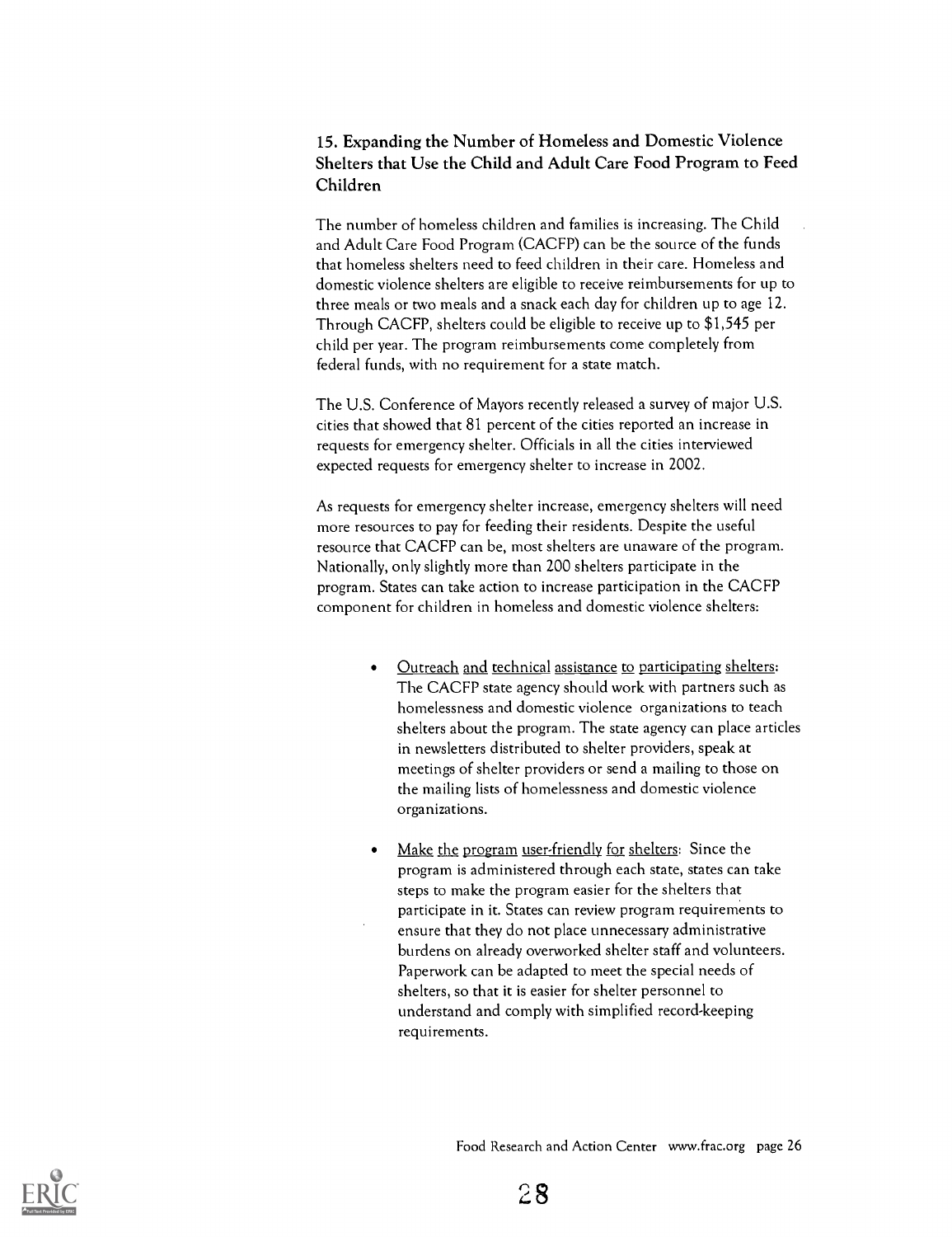### 15. Expanding the Number of Homeless and Domestic Violence Shelters that Use the Child and Adult Care Food Program to Feed Children

The number of homeless children and families is increasing. The Child and Adult Care Food Program (CACFP) can be the source of the funds that homeless shelters need to feed children in their care. Homeless and domestic violence shelters are eligible to receive reimbursements for up to three meals or two meals and a snack each day for children up to age 12. Through CACFP, shelters could be eligible to receive up to $1,545 per child per year. The program reimbursements come completely from federal funds, with no requirement for a state match.

The U.S. Conference of Mayors recently released a survey of major U.S. cities that showed that 81 percent of the cities reported an increase in requests for emergency shelter. Officials in all the cities interviewed expected requests for emergency shelter to increase in 2002.

As requests for emergency shelter increase, emergency shelters will need more resources to pay for feeding their residents. Despite the useful resource that CACFP can be, most shelters are unaware of the program. Nationally, only slightly more than 200 shelters participate in the program. States can take action to increase participation in the CACFP component for children in homeless and domestic violence shelters:

- Outreach and technical assistance to participating shelters: The CACFP state agency should work with partners such as homelessness and domestic violence organizations to teach shelters about the program. The state agency can place articles in newsletters distributed to shelter providers, speak at meetings of shelter providers or send a mailing to those on the mailing lists of homelessness and domestic violence organizations.

- Make the program user-friendly for shelters: Since the program is administered through each state, states can take steps to make the program easier for the shelters that participate in it. States can review program requirements to ensure that they do not place unnecessary administrative burdens on already overworked shelter staff and volunteers. Paperwork can be adapted to meet the special needs of shelters, so that it is easier for shelter personnel to understand and comply with simplified record-keeping requirements.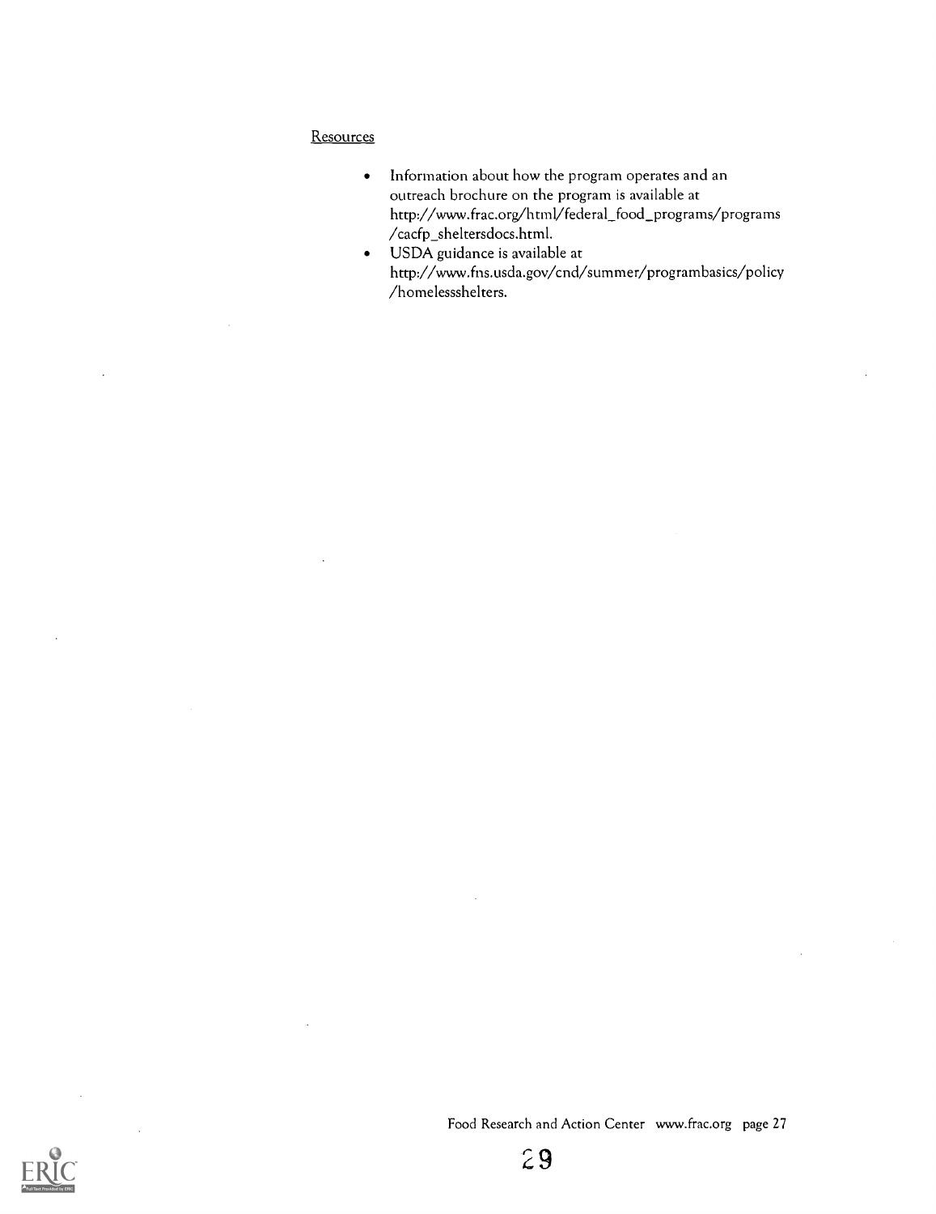Resources

- Information about how the program operates and an outreach brochure on the program is available at http://www.frac.org/html/federal_food_programs/programs/cacfp_sheltersdocs.html.
- USDA guidance is available at http://www.fns.usda.gov/cnd/summer/programbasics/policy/homelessshelters.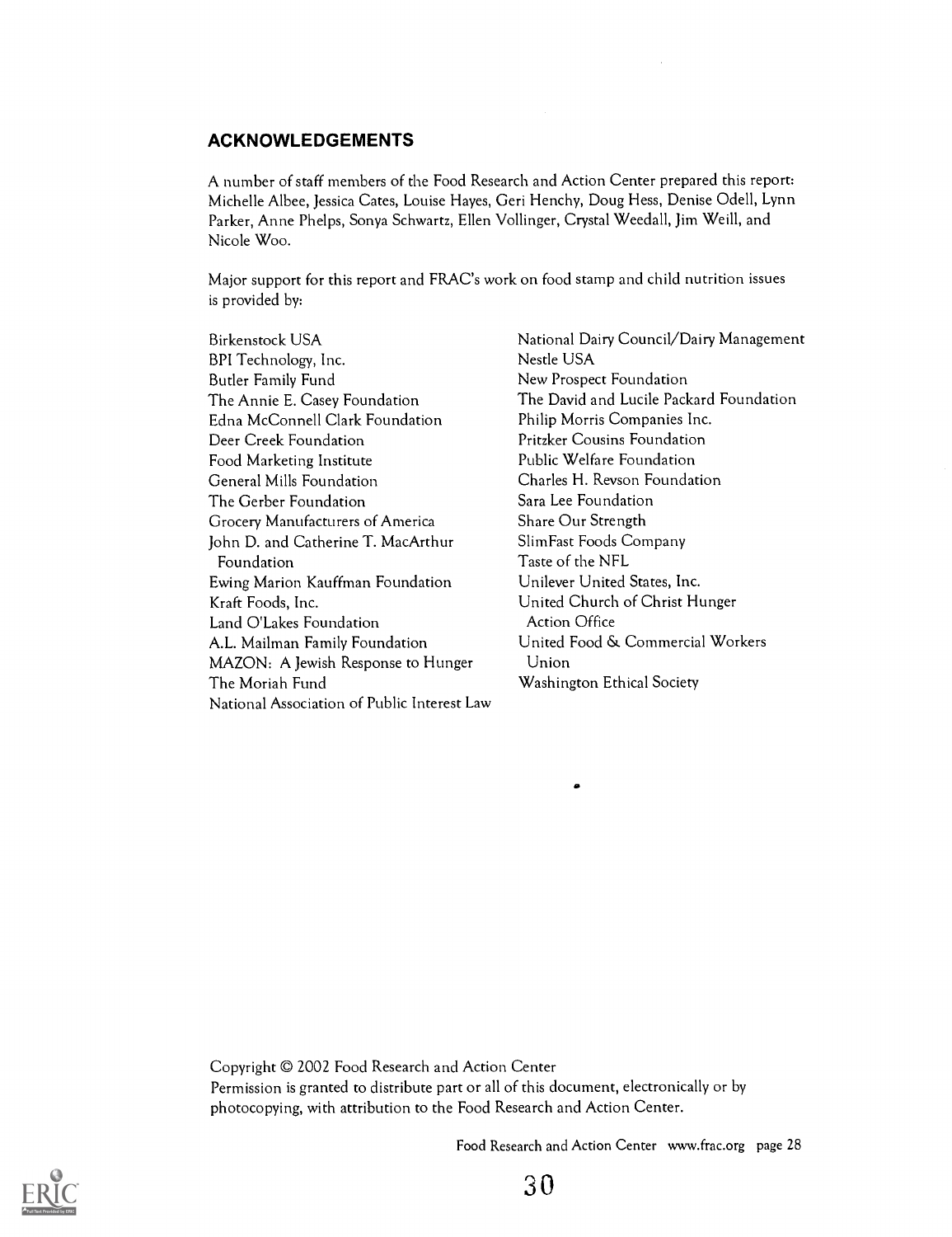## ACKNOWLEDGEMENTS

A number of staff members of the Food Research and Action Center prepared this report: Michelle Albee, Jessica Cates, Louise Hayes, Geri Henchy, Doug Hess, Denise Odell, Lynn Parker, Anne Phelps, Sonya Schwartz, Ellen Vollinger, Crystal Weedall, Jim Weill, and Nicole Woo.

Major support for this report and FRAC's work on food stamp and child nutrition issues is provided by:

Birkenstock USA
BPI Technology, Inc.
Butler Family Fund
The Annie E. Casey Foundation
Edna McConnell Clark Foundation
Deer Creek Foundation
Food Marketing Institute
General Mills Foundation
The Gerber Foundation
Grocery Manufacturers of America
John D. and Catherine T. MacArthur Foundation
Ewing Marion Kauffman Foundation
Kraft Foods, Inc.
Land O'Lakes Foundation
A.L. Mailman Family Foundation
MAZON: A Jewish Response to Hunger
The Moriah Fund
National Association of Public Interest Law
National Dairy Council/Dairy Management
Nestle USA
New Prospect Foundation
The David and Lucile Packard Foundation
Philip Morris Companies Inc.
Pritzker Cousins Foundation
Public Welfare Foundation
Charles H. Revson Foundation
Sara Lee Foundation
Share Our Strength
SlimFast Foods Company
Taste of the NFL
Unilever United States, Inc.
United Church of Christ Hunger Action Office
United Food & Commercial Workers Union
Washington Ethical Society

Copyright © 2002 Food Research and Action Center
Permission is granted to distribute part or all of this document, electronically or by photocopying, with attribution to the Food Research and Action Center.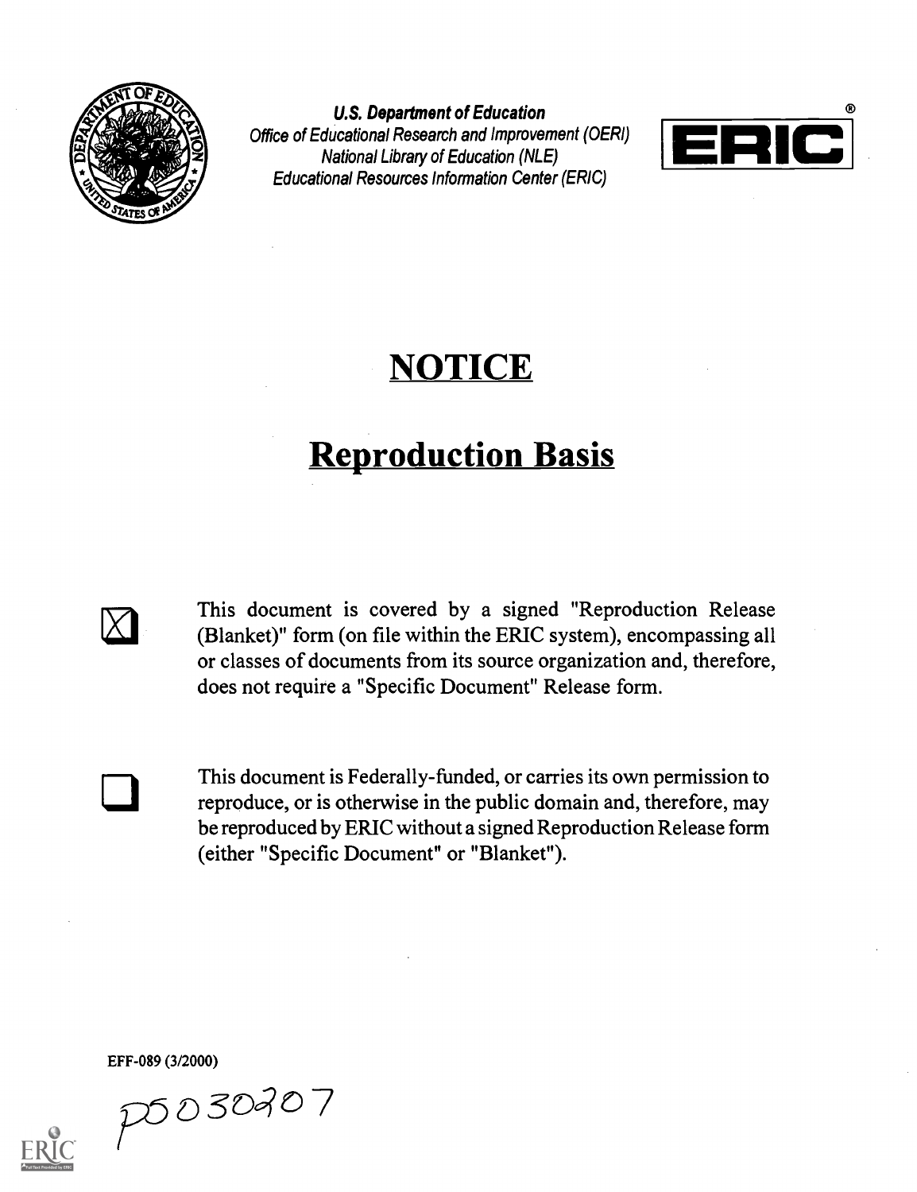**U.S. Department of Education**
*Office of Educational Research and Improvement (OERI)*
*National Library of Education (NLE)*
*Educational Resources Information Center (ERIC)*

ERIC®

# NOTICE

# Reproduction Basis

☒ This document is covered by a signed "Reproduction Release (Blanket)" form (on file within the ERIC system), encompassing all or classes of documents from its source organization and, therefore, does not require a "Specific Document" Release form.

☐ This document is Federally-funded, or carries its own permission to reproduce, or is otherwise in the public domain and, therefore, may be reproduced by ERIC without a signed Reproduction Release form (either "Specific Document" or "Blanket").

EFF-089 (3/2000)

PS030207